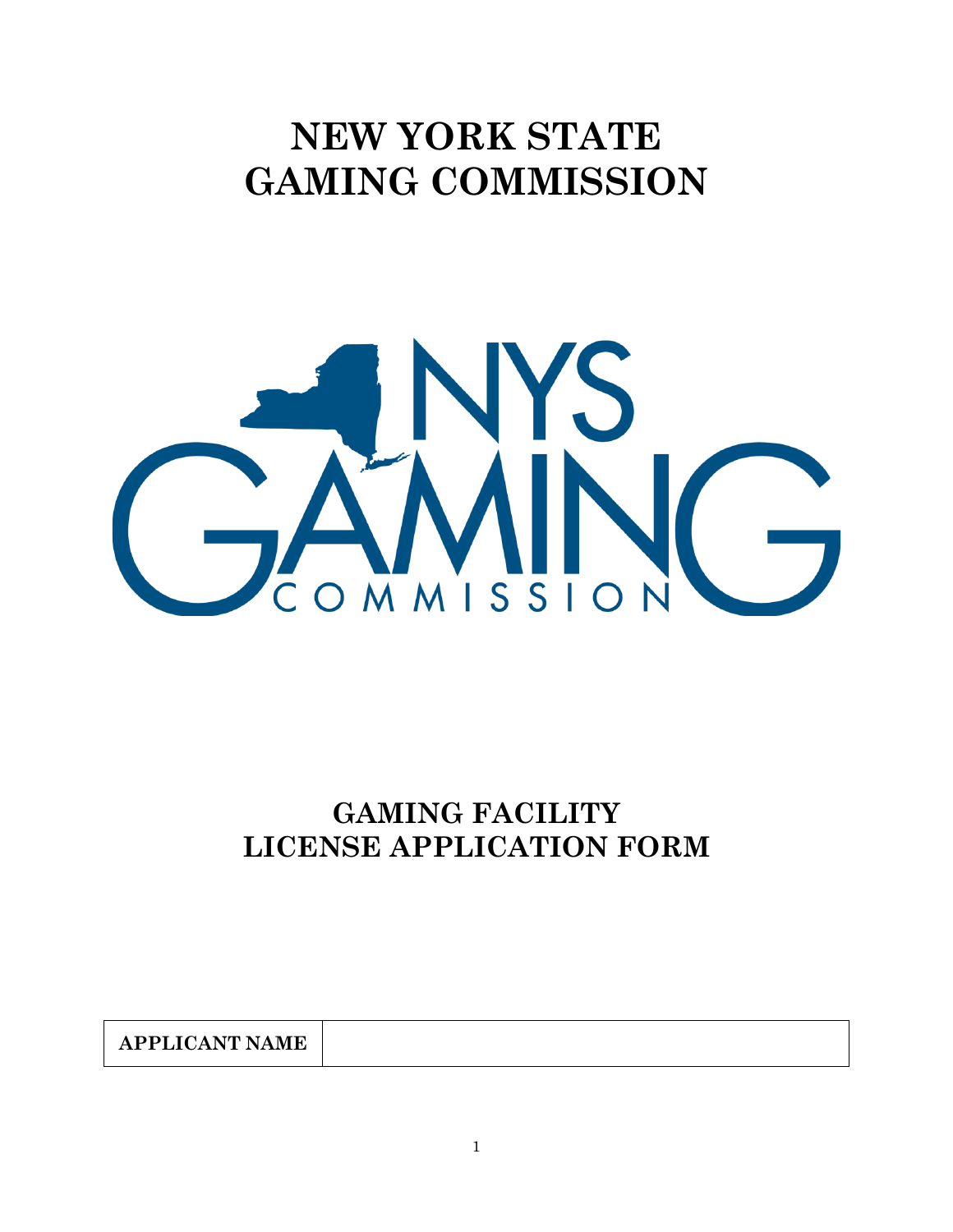# NEW YORK STATE GAMING COMMISSION

# GAMING FACILITY LICENSE APPLICATION FORM

| APPLICANT NAME | |
|---|---|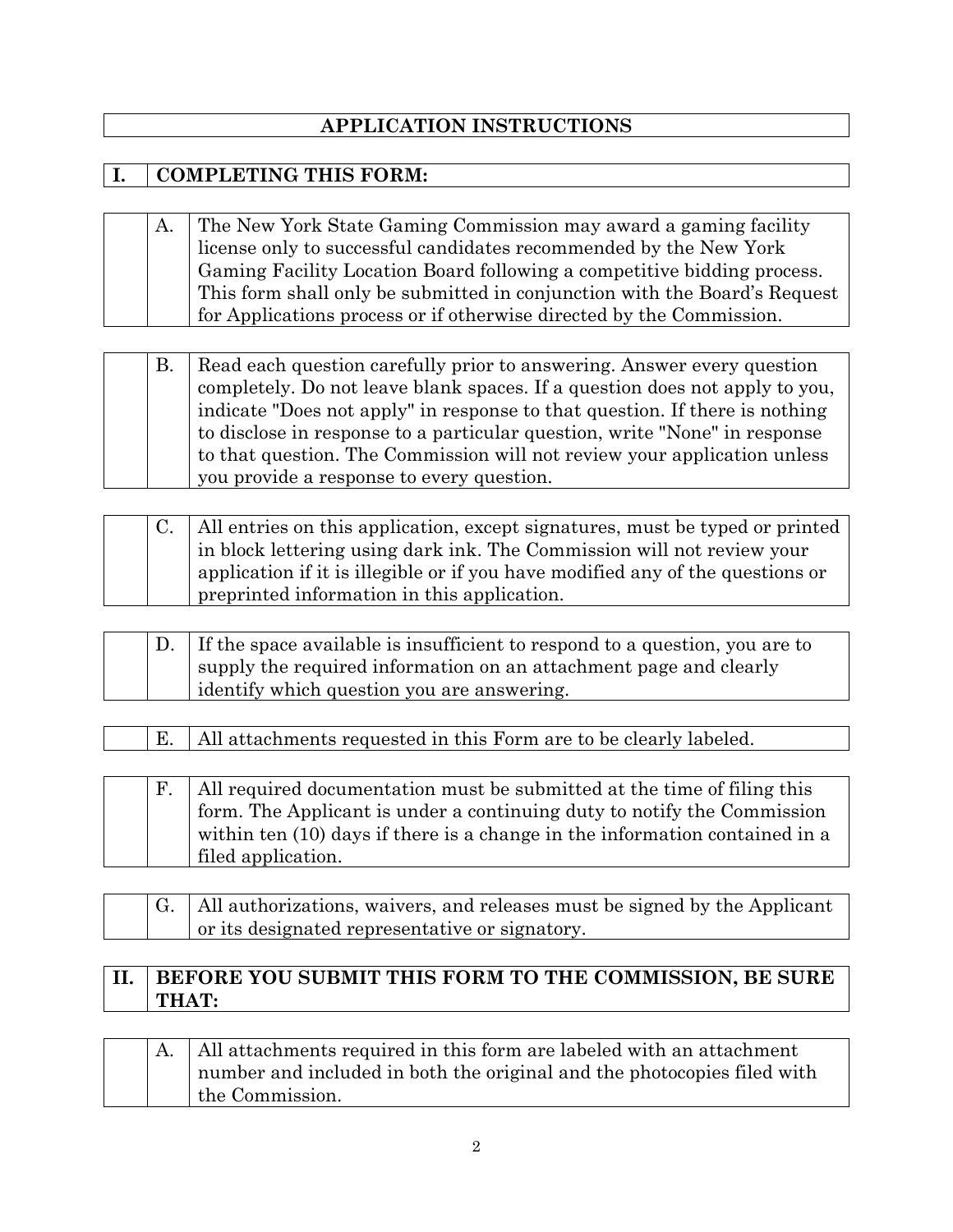# APPLICATION INSTRUCTIONS

## I. COMPLETING THIS FORM:

A. The New York State Gaming Commission may award a gaming facility license only to successful candidates recommended by the New York Gaming Facility Location Board following a competitive bidding process. This form shall only be submitted in conjunction with the Board's Request for Applications process or if otherwise directed by the Commission.

B. Read each question carefully prior to answering. Answer every question completely. Do not leave blank spaces. If a question does not apply to you, indicate "Does not apply" in response to that question. If there is nothing to disclose in response to a particular question, write "None" in response to that question. The Commission will not review your application unless you provide a response to every question.

C. All entries on this application, except signatures, must be typed or printed in block lettering using dark ink. The Commission will not review your application if it is illegible or if you have modified any of the questions or preprinted information in this application.

D. If the space available is insufficient to respond to a question, you are to supply the required information on an attachment page and clearly identify which question you are answering.

E. All attachments requested in this Form are to be clearly labeled.

F. All required documentation must be submitted at the time of filing this form. The Applicant is under a continuing duty to notify the Commission within ten (10) days if there is a change in the information contained in a filed application.

G. All authorizations, waivers, and releases must be signed by the Applicant or its designated representative or signatory.

## II. BEFORE YOU SUBMIT THIS FORM TO THE COMMISSION, BE SURE THAT:

A. All attachments required in this form are labeled with an attachment number and included in both the original and the photocopies filed with the Commission.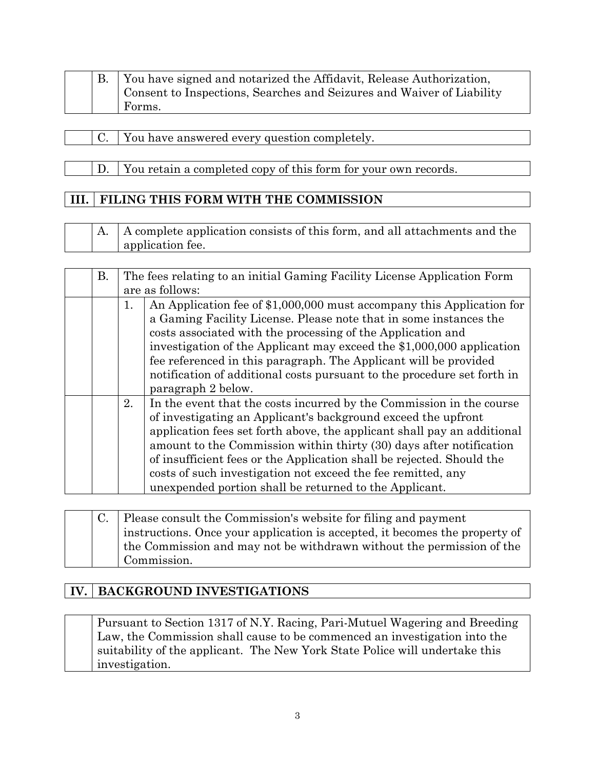B. You have signed and notarized the Affidavit, Release Authorization, Consent to Inspections, Searches and Seizures and Waiver of Liability Forms.

C. You have answered every question completely.

D. You retain a completed copy of this form for your own records.

## III. FILING THIS FORM WITH THE COMMISSION

A. A complete application consists of this form, and all attachments and the application fee.

B. The fees relating to an initial Gaming Facility License Application Form are as follows:

1. An Application fee of $1,000,000 must accompany this Application for a Gaming Facility License. Please note that in some instances the costs associated with the processing of the Application and investigation of the Applicant may exceed the $1,000,000 application fee referenced in this paragraph. The Applicant will be provided notification of additional costs pursuant to the procedure set forth in paragraph 2 below.
2. In the event that the costs incurred by the Commission in the course of investigating an Applicant's background exceed the upfront application fees set forth above, the applicant shall pay an additional amount to the Commission within thirty (30) days after notification of insufficient fees or the Application shall be rejected. Should the costs of such investigation not exceed the fee remitted, any unexpended portion shall be returned to the Applicant.

C. Please consult the Commission's website for filing and payment instructions. Once your application is accepted, it becomes the property of the Commission and may not be withdrawn without the permission of the Commission.

## IV. BACKGROUND INVESTIGATIONS

Pursuant to Section 1317 of N.Y. Racing, Pari-Mutuel Wagering and Breeding Law, the Commission shall cause to be commenced an investigation into the suitability of the applicant. The New York State Police will undertake this investigation.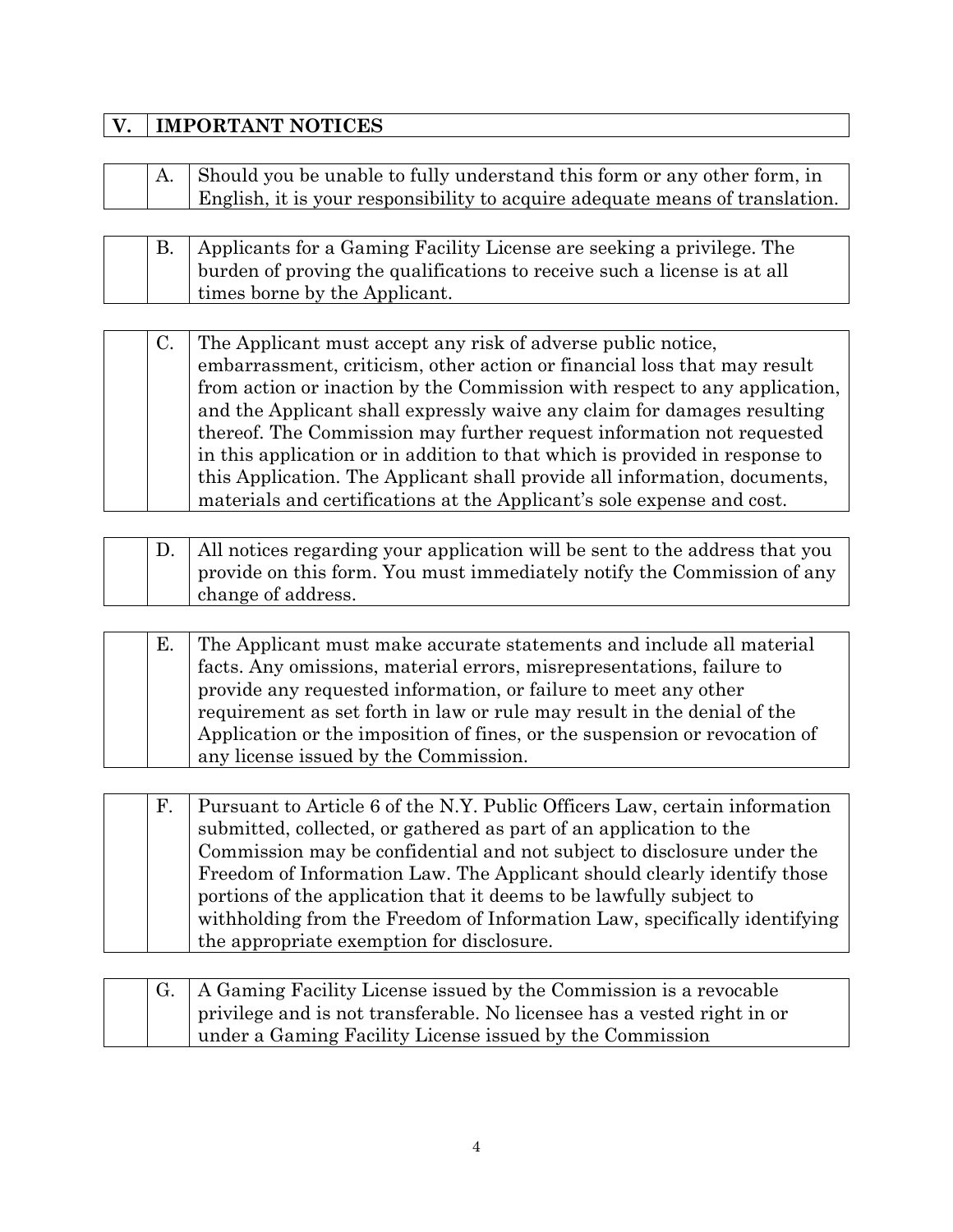## V. IMPORTANT NOTICES

A. Should you be unable to fully understand this form or any other form, in English, it is your responsibility to acquire adequate means of translation.

B. Applicants for a Gaming Facility License are seeking a privilege. The burden of proving the qualifications to receive such a license is at all times borne by the Applicant.

C. The Applicant must accept any risk of adverse public notice, embarrassment, criticism, other action or financial loss that may result from action or inaction by the Commission with respect to any application, and the Applicant shall expressly waive any claim for damages resulting thereof. The Commission may further request information not requested in this application or in addition to that which is provided in response to this Application. The Applicant shall provide all information, documents, materials and certifications at the Applicant's sole expense and cost.

D. All notices regarding your application will be sent to the address that you provide on this form. You must immediately notify the Commission of any change of address.

E. The Applicant must make accurate statements and include all material facts. Any omissions, material errors, misrepresentations, failure to provide any requested information, or failure to meet any other requirement as set forth in law or rule may result in the denial of the Application or the imposition of fines, or the suspension or revocation of any license issued by the Commission.

F. Pursuant to Article 6 of the N.Y. Public Officers Law, certain information submitted, collected, or gathered as part of an application to the Commission may be confidential and not subject to disclosure under the Freedom of Information Law. The Applicant should clearly identify those portions of the application that it deems to be lawfully subject to withholding from the Freedom of Information Law, specifically identifying the appropriate exemption for disclosure.

G. A Gaming Facility License issued by the Commission is a revocable privilege and is not transferable. No licensee has a vested right in or under a Gaming Facility License issued by the Commission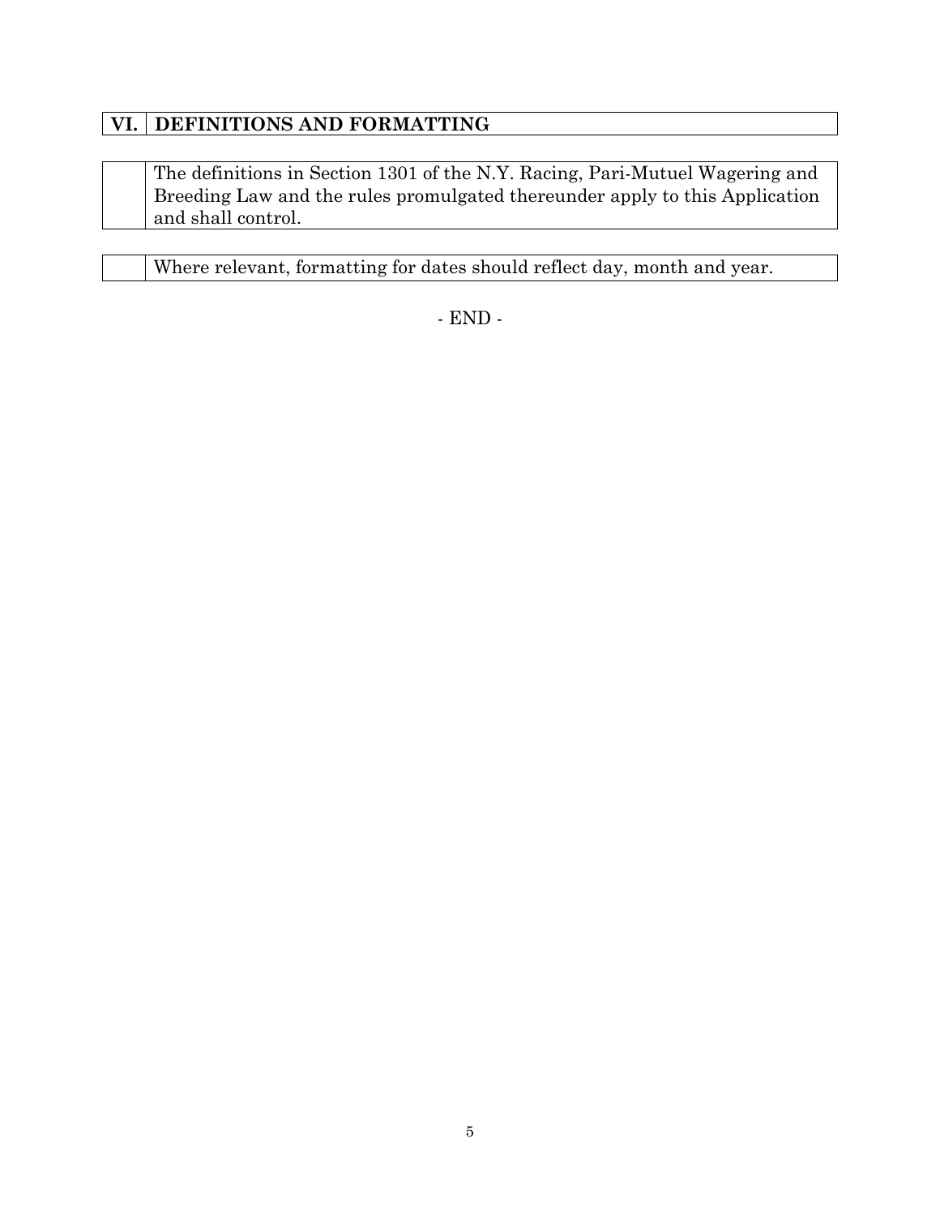## VI. DEFINITIONS AND FORMATTING

| | |
|---|---|
| | The definitions in Section 1301 of the N.Y. Racing, Pari-Mutuel Wagering and Breeding Law and the rules promulgated thereunder apply to this Application and shall control. |

| | |
|---|---|
| | Where relevant, formatting for dates should reflect day, month and year. |

\- END -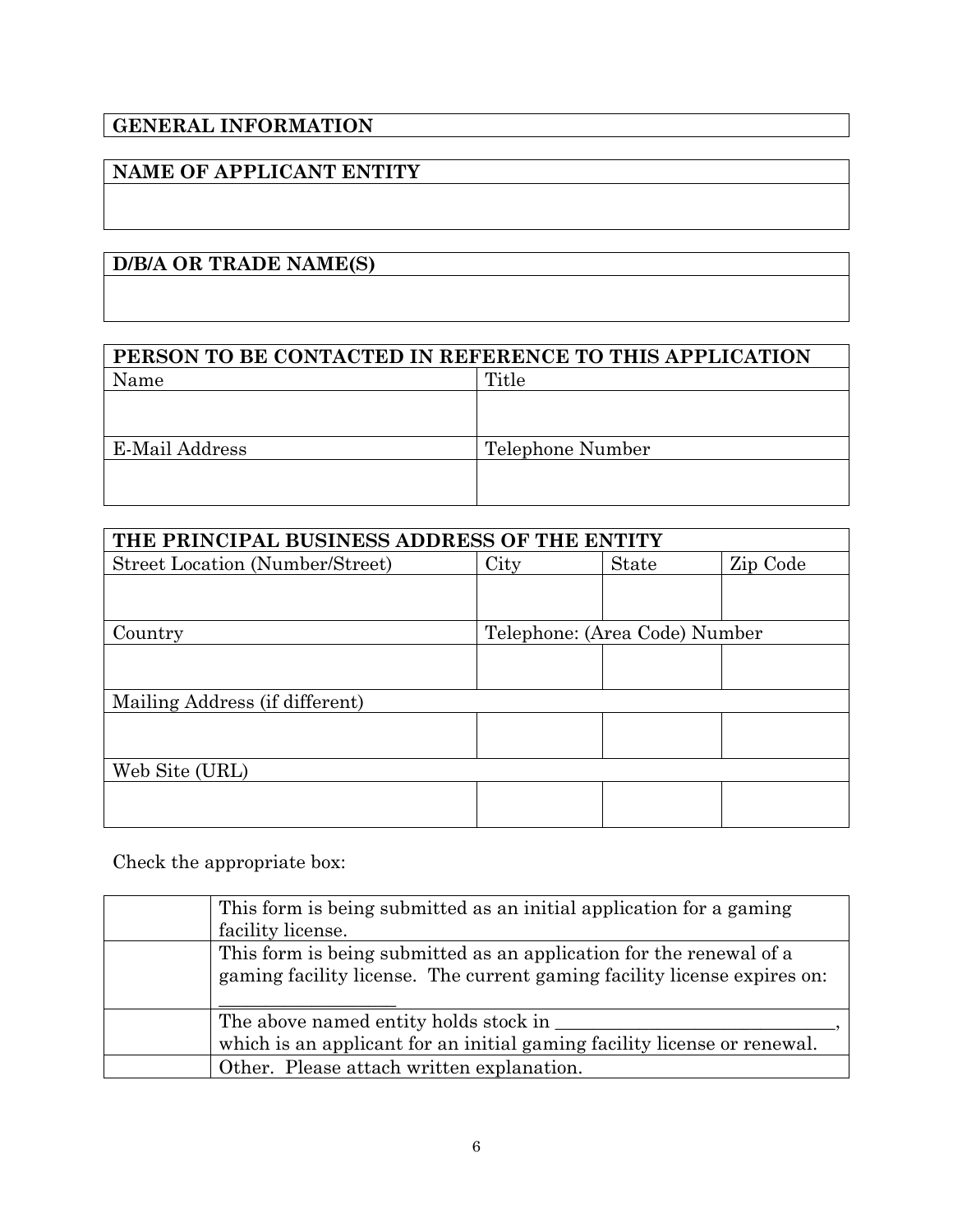| GENERAL INFORMATION |
|---|

| NAME OF APPLICANT ENTITY |
|---|
| |

| D/B/A OR TRADE NAME(S) |
|---|
| |

| PERSON TO BE CONTACTED IN REFERENCE TO THIS APPLICATION | |
|---|---|
| Name | Title |
| | |
| E-Mail Address | Telephone Number |
| | |

| THE PRINCIPAL BUSINESS ADDRESS OF THE ENTITY | | | |
|---|---|---|---|
| Street Location (Number/Street) | City | State | Zip Code |
| | | | |
| Country | Telephone: (Area Code) Number | | |
| | | | |
| Mailing Address (if different) | | | |
| | | | |
| Web Site (URL) | | | |
| | | | |

Check the appropriate box:

| | |
|---|---|
| | This form is being submitted as an initial application for a gaming facility license. |
| | This form is being submitted as an application for the renewal of a gaming facility license. The current gaming facility license expires on: ___________________ |
| | The above named entity holds stock in ______________________________, which is an applicant for an initial gaming facility license or renewal. |
| | Other. Please attach written explanation. |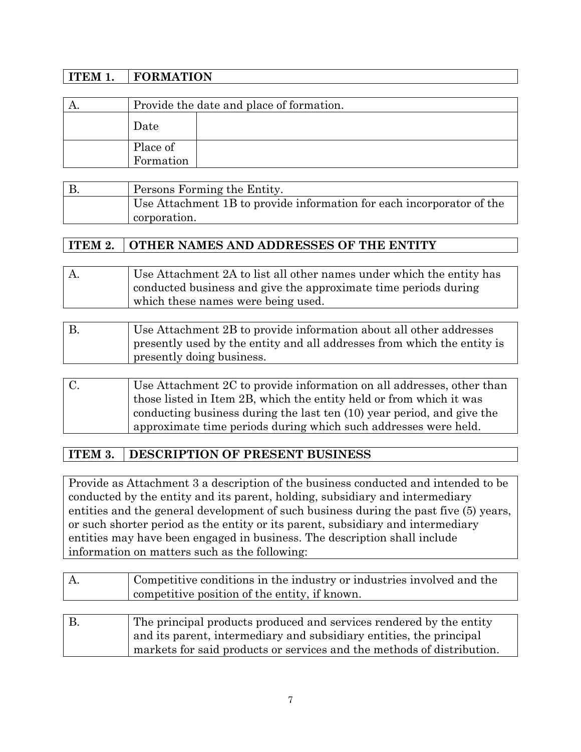| ITEM 1. | FORMATION |
|---|---|

| A. | Provide the date and place of formation. | |
|---|---|---|
| | Date | |
| | Place of Formation | |

| B. | Persons Forming the Entity. |
|---|---|
| | Use Attachment 1B to provide information for each incorporator of the corporation. |

| ITEM 2. | OTHER NAMES AND ADDRESSES OF THE ENTITY |
|---|---|

| A. | Use Attachment 2A to list all other names under which the entity has conducted business and give the approximate time periods during which these names were being used. |
|---|---|

| B. | Use Attachment 2B to provide information about all other addresses presently used by the entity and all addresses from which the entity is presently doing business. |
|---|---|

| C. | Use Attachment 2C to provide information on all addresses, other than those listed in Item 2B, which the entity held or from which it was conducting business during the last ten (10) year period, and give the approximate time periods during which such addresses were held. |
|---|---|

| ITEM 3. | DESCRIPTION OF PRESENT BUSINESS |
|---|---|

Provide as Attachment 3 a description of the business conducted and intended to be conducted by the entity and its parent, holding, subsidiary and intermediary entities and the general development of such business during the past five (5) years, or such shorter period as the entity or its parent, subsidiary and intermediary entities may have been engaged in business. The description shall include information on matters such as the following:

| A. | Competitive conditions in the industry or industries involved and the competitive position of the entity, if known. |
|---|---|

| B. | The principal products produced and services rendered by the entity and its parent, intermediary and subsidiary entities, the principal markets for said products or services and the methods of distribution. |
|---|---|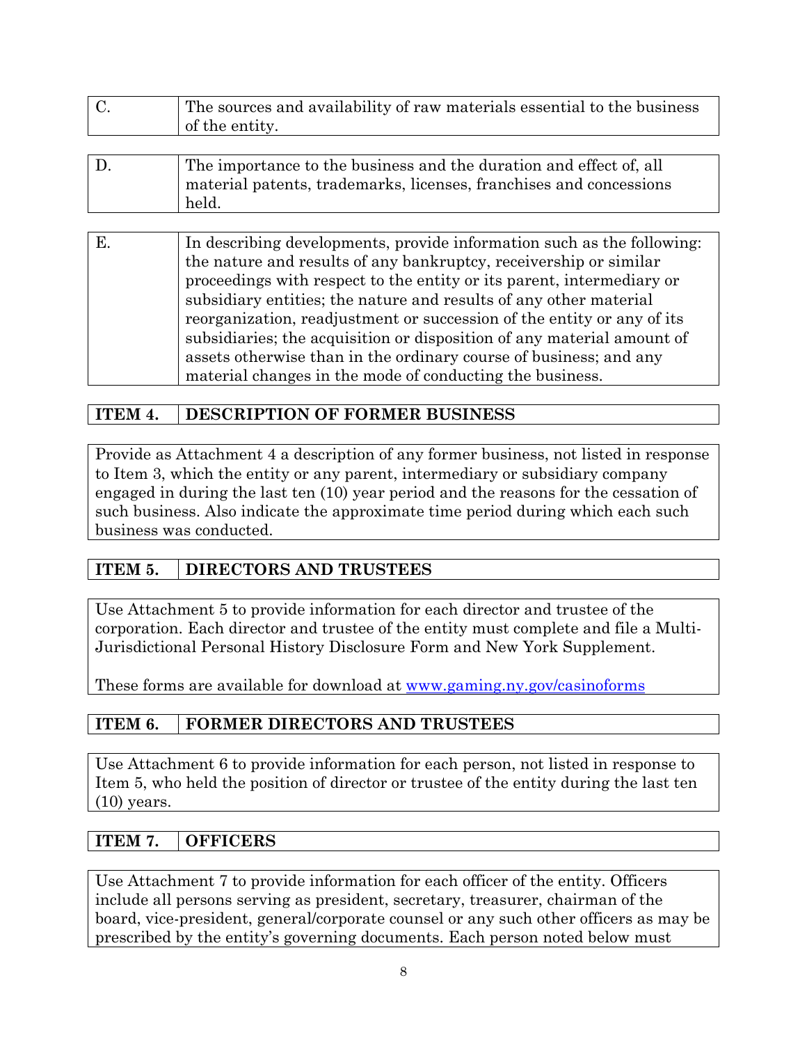| C. | The sources and availability of raw materials essential to the business of the entity. |
|---|---|

| D. | The importance to the business and the duration and effect of, all material patents, trademarks, licenses, franchises and concessions held. |
|---|---|

| E. | In describing developments, provide information such as the following: the nature and results of any bankruptcy, receivership or similar proceedings with respect to the entity or its parent, intermediary or subsidiary entities; the nature and results of any other material reorganization, readjustment or succession of the entity or any of its subsidiaries; the acquisition or disposition of any material amount of assets otherwise than in the ordinary course of business; and any material changes in the mode of conducting the business. |
|---|---|

## ITEM 4. DESCRIPTION OF FORMER BUSINESS

Provide as Attachment 4 a description of any former business, not listed in response to Item 3, which the entity or any parent, intermediary or subsidiary company engaged in during the last ten (10) year period and the reasons for the cessation of such business. Also indicate the approximate time period during which each such business was conducted.

## ITEM 5. DIRECTORS AND TRUSTEES

Use Attachment 5 to provide information for each director and trustee of the corporation. Each director and trustee of the entity must complete and file a Multi-Jurisdictional Personal History Disclosure Form and New York Supplement.

These forms are available for download at www.gaming.ny.gov/casinoforms

## ITEM 6. FORMER DIRECTORS AND TRUSTEES

Use Attachment 6 to provide information for each person, not listed in response to Item 5, who held the position of director or trustee of the entity during the last ten (10) years.

## ITEM 7. OFFICERS

Use Attachment 7 to provide information for each officer of the entity. Officers include all persons serving as president, secretary, treasurer, chairman of the board, vice-president, general/corporate counsel or any such other officers as may be prescribed by the entity's governing documents. Each person noted below must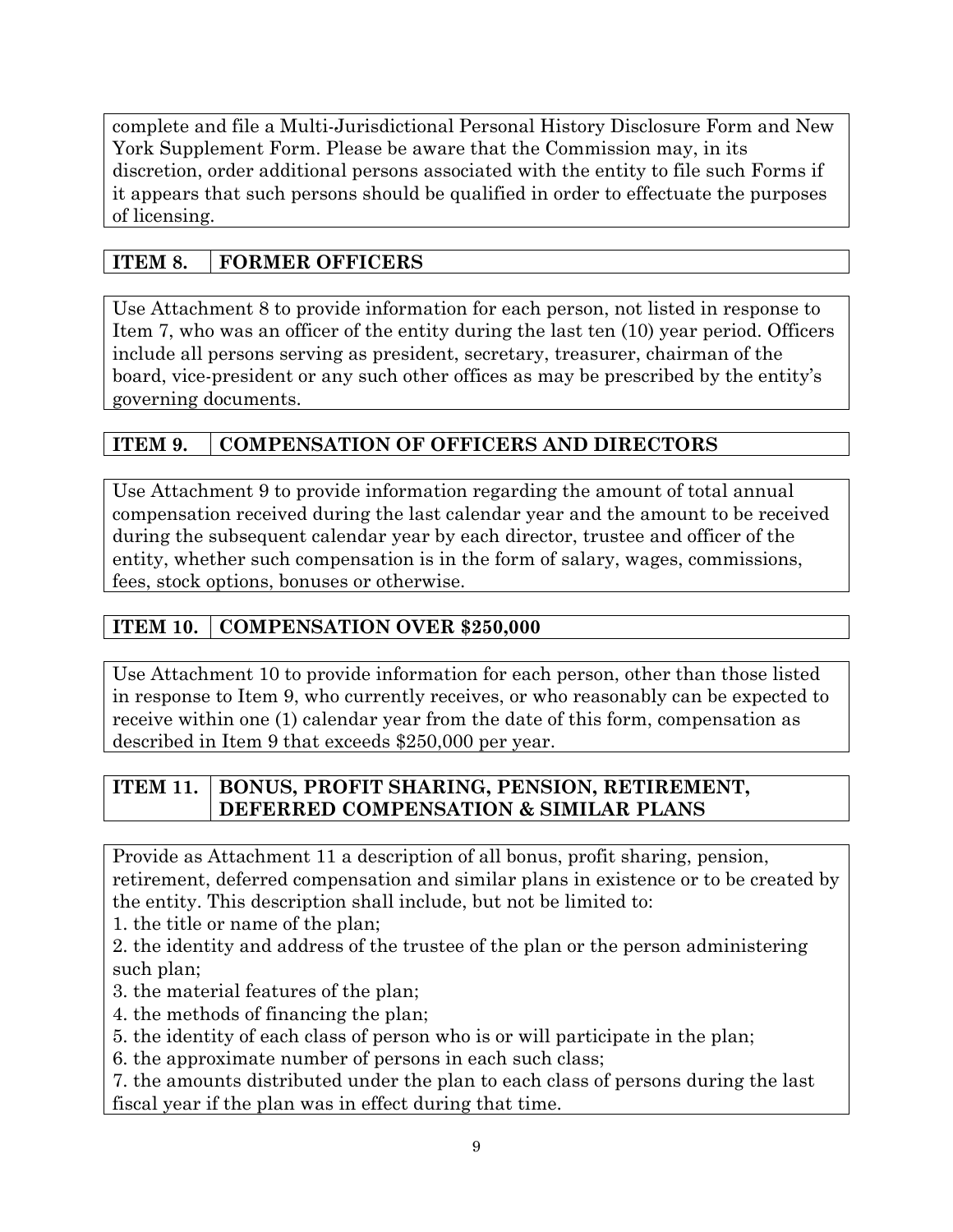complete and file a Multi-Jurisdictional Personal History Disclosure Form and New York Supplement Form. Please be aware that the Commission may, in its discretion, order additional persons associated with the entity to file such Forms if it appears that such persons should be qualified in order to effectuate the purposes of licensing.

## ITEM 8. FORMER OFFICERS

Use Attachment 8 to provide information for each person, not listed in response to Item 7, who was an officer of the entity during the last ten (10) year period. Officers include all persons serving as president, secretary, treasurer, chairman of the board, vice-president or any such other offices as may be prescribed by the entity's governing documents.

## ITEM 9. COMPENSATION OF OFFICERS AND DIRECTORS

Use Attachment 9 to provide information regarding the amount of total annual compensation received during the last calendar year and the amount to be received during the subsequent calendar year by each director, trustee and officer of the entity, whether such compensation is in the form of salary, wages, commissions, fees, stock options, bonuses or otherwise.

## ITEM 10. COMPENSATION OVER $250,000

Use Attachment 10 to provide information for each person, other than those listed in response to Item 9, who currently receives, or who reasonably can be expected to receive within one (1) calendar year from the date of this form, compensation as described in Item 9 that exceeds $250,000 per year.

## ITEM 11. BONUS, PROFIT SHARING, PENSION, RETIREMENT, DEFERRED COMPENSATION & SIMILAR PLANS

Provide as Attachment 11 a description of all bonus, profit sharing, pension, retirement, deferred compensation and similar plans in existence or to be created by the entity. This description shall include, but not be limited to:

1. the title or name of the plan;
2. the identity and address of the trustee of the plan or the person administering such plan;
3. the material features of the plan;
4. the methods of financing the plan;
5. the identity of each class of person who is or will participate in the plan;
6. the approximate number of persons in each such class;
7. the amounts distributed under the plan to each class of persons during the last fiscal year if the plan was in effect during that time.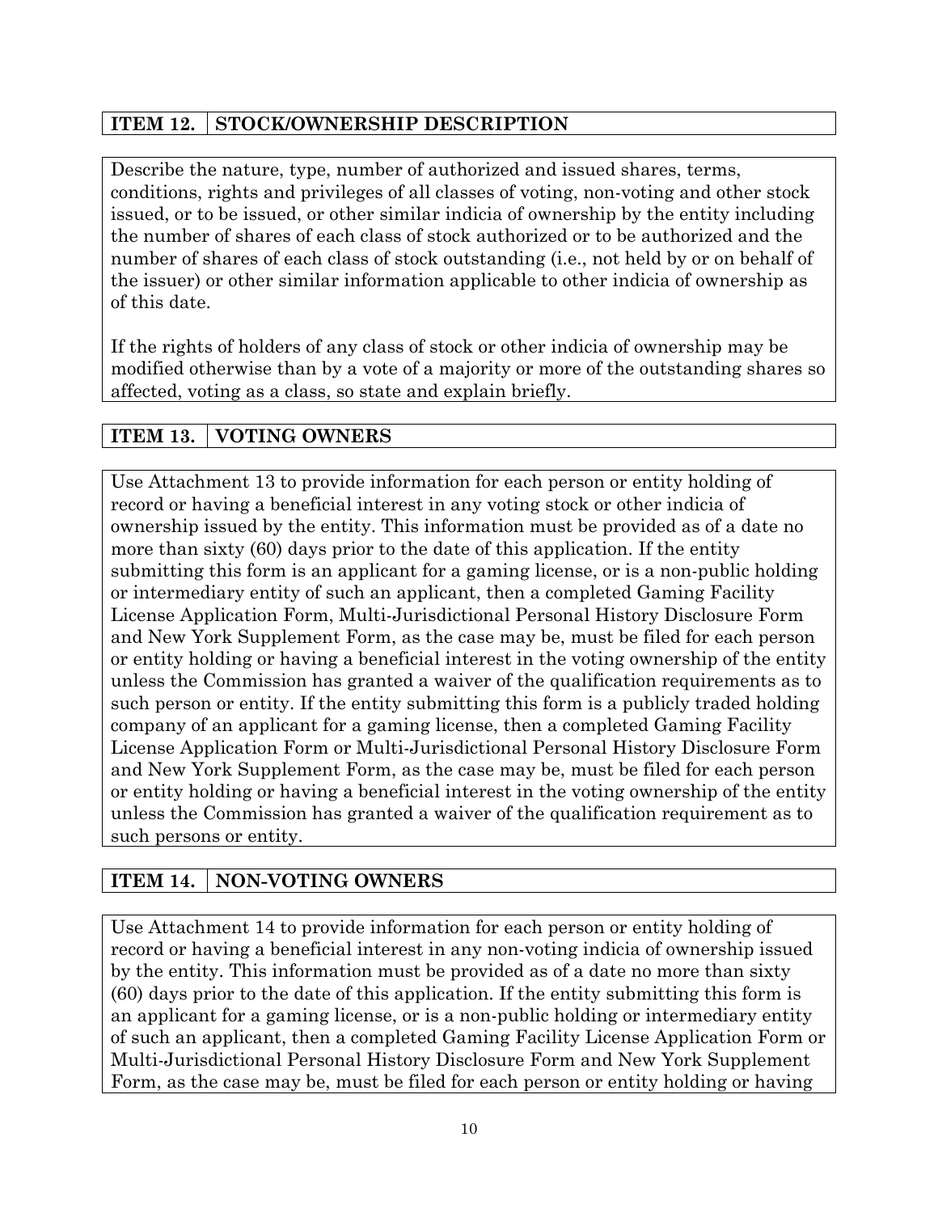## ITEM 12. STOCK/OWNERSHIP DESCRIPTION

Describe the nature, type, number of authorized and issued shares, terms, conditions, rights and privileges of all classes of voting, non-voting and other stock issued, or to be issued, or other similar indicia of ownership by the entity including the number of shares of each class of stock authorized or to be authorized and the number of shares of each class of stock outstanding (i.e., not held by or on behalf of the issuer) or other similar information applicable to other indicia of ownership as of this date.

If the rights of holders of any class of stock or other indicia of ownership may be modified otherwise than by a vote of a majority or more of the outstanding shares so affected, voting as a class, so state and explain briefly.

## ITEM 13. VOTING OWNERS

Use Attachment 13 to provide information for each person or entity holding of record or having a beneficial interest in any voting stock or other indicia of ownership issued by the entity. This information must be provided as of a date no more than sixty (60) days prior to the date of this application. If the entity submitting this form is an applicant for a gaming license, or is a non-public holding or intermediary entity of such an applicant, then a completed Gaming Facility License Application Form, Multi-Jurisdictional Personal History Disclosure Form and New York Supplement Form, as the case may be, must be filed for each person or entity holding or having a beneficial interest in the voting ownership of the entity unless the Commission has granted a waiver of the qualification requirements as to such person or entity. If the entity submitting this form is a publicly traded holding company of an applicant for a gaming license, then a completed Gaming Facility License Application Form or Multi-Jurisdictional Personal History Disclosure Form and New York Supplement Form, as the case may be, must be filed for each person or entity holding or having a beneficial interest in the voting ownership of the entity unless the Commission has granted a waiver of the qualification requirement as to such persons or entity.

## ITEM 14. NON-VOTING OWNERS

Use Attachment 14 to provide information for each person or entity holding of record or having a beneficial interest in any non-voting indicia of ownership issued by the entity. This information must be provided as of a date no more than sixty (60) days prior to the date of this application. If the entity submitting this form is an applicant for a gaming license, or is a non-public holding or intermediary entity of such an applicant, then a completed Gaming Facility License Application Form or Multi-Jurisdictional Personal History Disclosure Form and New York Supplement Form, as the case may be, must be filed for each person or entity holding or having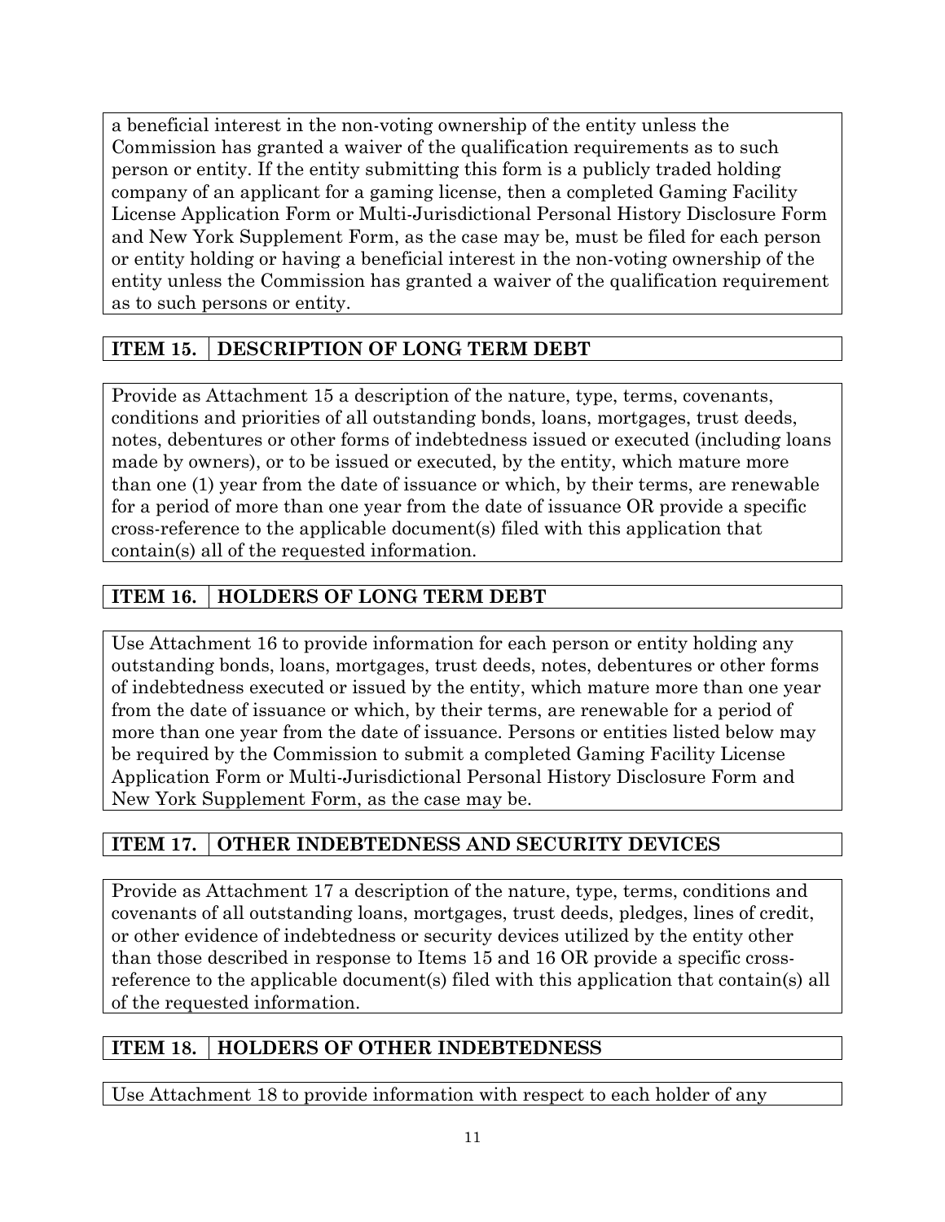a beneficial interest in the non-voting ownership of the entity unless the Commission has granted a waiver of the qualification requirements as to such person or entity. If the entity submitting this form is a publicly traded holding company of an applicant for a gaming license, then a completed Gaming Facility License Application Form or Multi-Jurisdictional Personal History Disclosure Form and New York Supplement Form, as the case may be, must be filed for each person or entity holding or having a beneficial interest in the non-voting ownership of the entity unless the Commission has granted a waiver of the qualification requirement as to such persons or entity.

## ITEM 15. DESCRIPTION OF LONG TERM DEBT

Provide as Attachment 15 a description of the nature, type, terms, covenants, conditions and priorities of all outstanding bonds, loans, mortgages, trust deeds, notes, debentures or other forms of indebtedness issued or executed (including loans made by owners), or to be issued or executed, by the entity, which mature more than one (1) year from the date of issuance or which, by their terms, are renewable for a period of more than one year from the date of issuance OR provide a specific cross-reference to the applicable document(s) filed with this application that contain(s) all of the requested information.

## ITEM 16. HOLDERS OF LONG TERM DEBT

Use Attachment 16 to provide information for each person or entity holding any outstanding bonds, loans, mortgages, trust deeds, notes, debentures or other forms of indebtedness executed or issued by the entity, which mature more than one year from the date of issuance or which, by their terms, are renewable for a period of more than one year from the date of issuance. Persons or entities listed below may be required by the Commission to submit a completed Gaming Facility License Application Form or Multi-Jurisdictional Personal History Disclosure Form and New York Supplement Form, as the case may be.

## ITEM 17. OTHER INDEBTEDNESS AND SECURITY DEVICES

Provide as Attachment 17 a description of the nature, type, terms, conditions and covenants of all outstanding loans, mortgages, trust deeds, pledges, lines of credit, or other evidence of indebtedness or security devices utilized by the entity other than those described in response to Items 15 and 16 OR provide a specific cross-reference to the applicable document(s) filed with this application that contain(s) all of the requested information.

## ITEM 18. HOLDERS OF OTHER INDEBTEDNESS

Use Attachment 18 to provide information with respect to each holder of any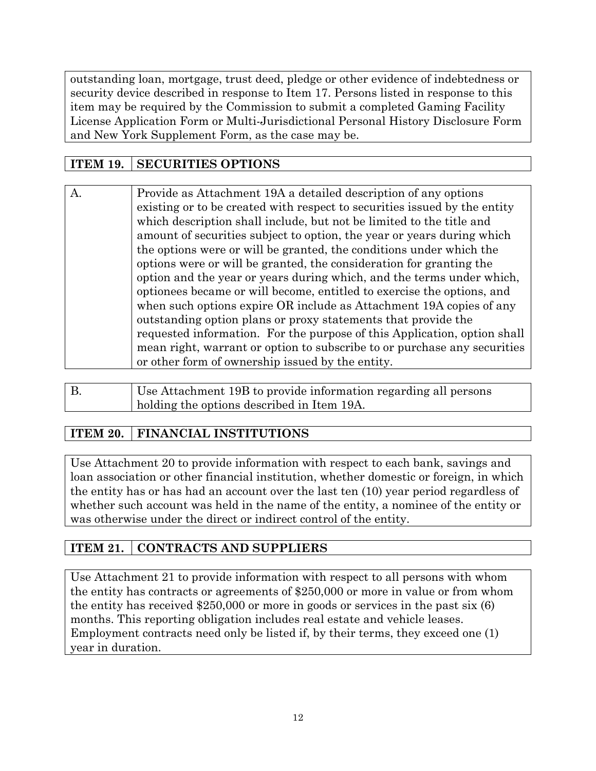outstanding loan, mortgage, trust deed, pledge or other evidence of indebtedness or security device described in response to Item 17. Persons listed in response to this item may be required by the Commission to submit a completed Gaming Facility License Application Form or Multi-Jurisdictional Personal History Disclosure Form and New York Supplement Form, as the case may be.

| ITEM 19. | SECURITIES OPTIONS |
|---|---|

| A. | Provide as Attachment 19A a detailed description of any options existing or to be created with respect to securities issued by the entity which description shall include, but not be limited to the title and amount of securities subject to option, the year or years during which the options were or will be granted, the conditions under which the options were or will be granted, the consideration for granting the option and the year or years during which, and the terms under which, optionees became or will become, entitled to exercise the options, and when such options expire OR include as Attachment 19A copies of any outstanding option plans or proxy statements that provide the requested information. For the purpose of this Application, option shall mean right, warrant or option to subscribe to or purchase any securities or other form of ownership issued by the entity. |
|---|---|

| B. | Use Attachment 19B to provide information regarding all persons holding the options described in Item 19A. |
|---|---|

| ITEM 20. | FINANCIAL INSTITUTIONS |
|---|---|

Use Attachment 20 to provide information with respect to each bank, savings and loan association or other financial institution, whether domestic or foreign, in which the entity has or has had an account over the last ten (10) year period regardless of whether such account was held in the name of the entity, a nominee of the entity or was otherwise under the direct or indirect control of the entity.

| ITEM 21. | CONTRACTS AND SUPPLIERS |
|---|---|

Use Attachment 21 to provide information with respect to all persons with whom the entity has contracts or agreements of $250,000 or more in value or from whom the entity has received $250,000 or more in goods or services in the past six (6) months. This reporting obligation includes real estate and vehicle leases. Employment contracts need only be listed if, by their terms, they exceed one (1) year in duration.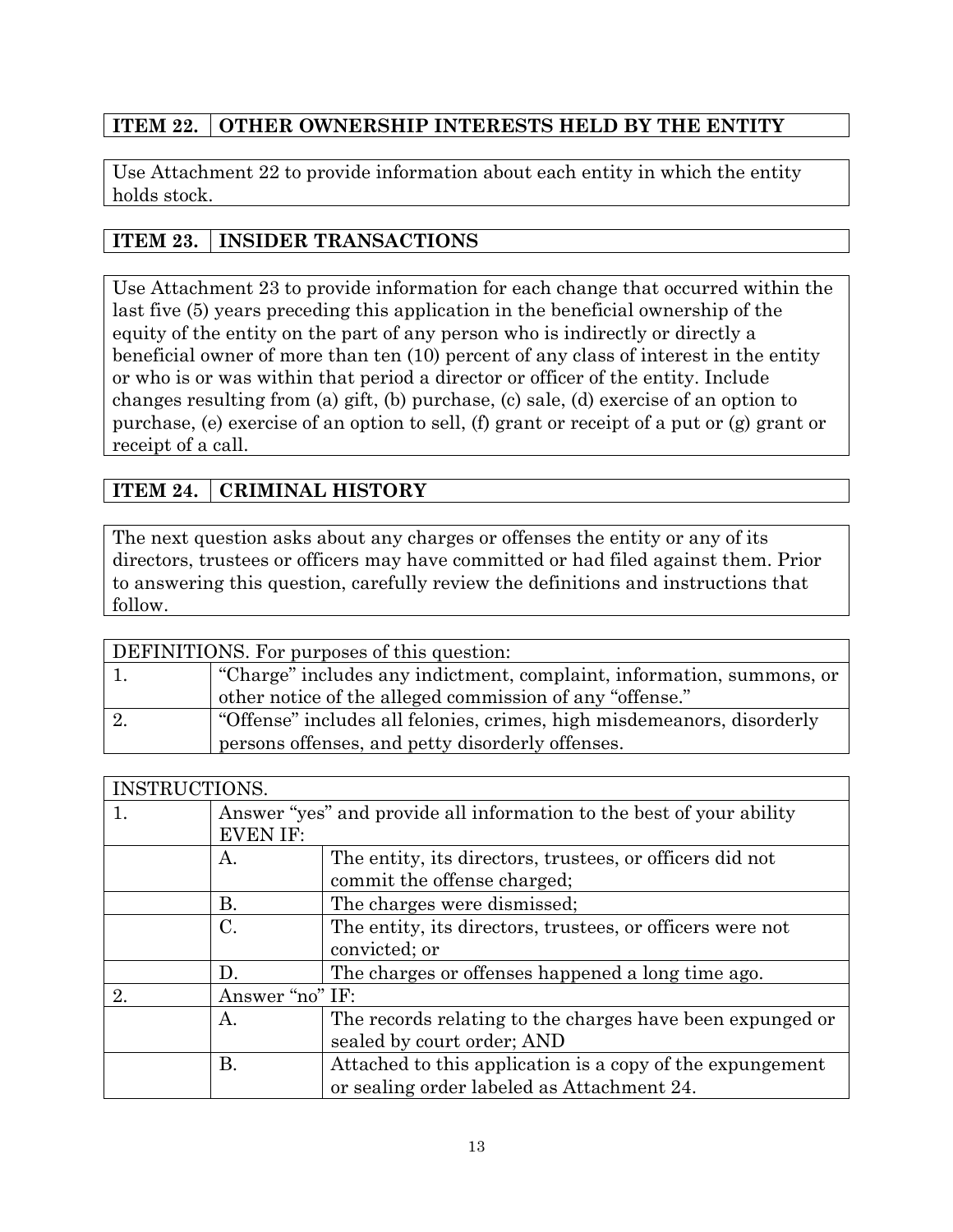| ITEM 22. | OTHER OWNERSHIP INTERESTS HELD BY THE ENTITY |
|---|---|

Use Attachment 22 to provide information about each entity in which the entity holds stock.

| ITEM 23. | INSIDER TRANSACTIONS |
|---|---|

Use Attachment 23 to provide information for each change that occurred within the last five (5) years preceding this application in the beneficial ownership of the equity of the entity on the part of any person who is indirectly or directly a beneficial owner of more than ten (10) percent of any class of interest in the entity or who is or was within that period a director or officer of the entity. Include changes resulting from (a) gift, (b) purchase, (c) sale, (d) exercise of an option to purchase, (e) exercise of an option to sell, (f) grant or receipt of a put or (g) grant or receipt of a call.

| ITEM 24. | CRIMINAL HISTORY |
|---|---|

The next question asks about any charges or offenses the entity or any of its directors, trustees or officers may have committed or had filed against them. Prior to answering this question, carefully review the definitions and instructions that follow.

| DEFINITIONS. For purposes of this question: | |
|---|---|
| 1. | "Charge" includes any indictment, complaint, information, summons, or other notice of the alleged commission of any "offense." |
| 2. | "Offense" includes all felonies, crimes, high misdemeanors, disorderly persons offenses, and petty disorderly offenses. |

| INSTRUCTIONS. | | |
|---|---|---|
| 1. | Answer "yes" and provide all information to the best of your ability EVEN IF: | |
| | A. | The entity, its directors, trustees, or officers did not commit the offense charged; |
| | B. | The charges were dismissed; |
| | C. | The entity, its directors, trustees, or officers were not convicted; or |
| | D. | The charges or offenses happened a long time ago. |
| 2. | Answer "no" IF: | |
| | A. | The records relating to the charges have been expunged or sealed by court order; AND |
| | B. | Attached to this application is a copy of the expungement or sealing order labeled as Attachment 24. |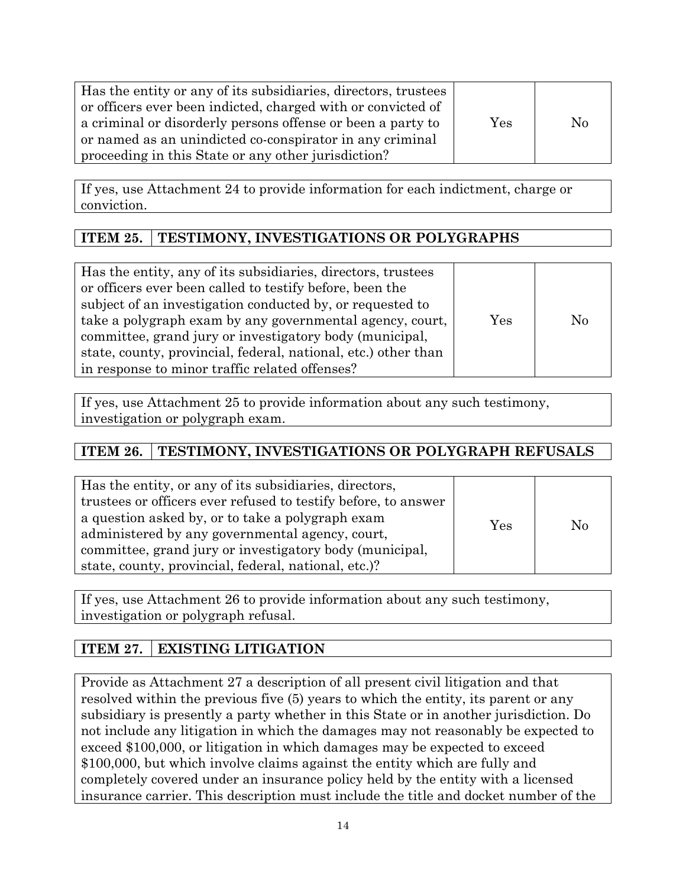| Has the entity or any of its subsidiaries, directors, trustees or officers ever been indicted, charged with or convicted of a criminal or disorderly persons offense or been a party to or named as an unindicted co-conspirator in any criminal proceeding in this State or any other jurisdiction? | Yes | No |
|---|---|---|

If yes, use Attachment 24 to provide information for each indictment, charge or conviction.

## ITEM 25. TESTIMONY, INVESTIGATIONS OR POLYGRAPHS

| Has the entity, any of its subsidiaries, directors, trustees or officers ever been called to testify before, been the subject of an investigation conducted by, or requested to take a polygraph exam by any governmental agency, court, committee, grand jury or investigatory body (municipal, state, county, provincial, federal, national, etc.) other than in response to minor traffic related offenses? | Yes | No |
|---|---|---|

If yes, use Attachment 25 to provide information about any such testimony, investigation or polygraph exam.

## ITEM 26. TESTIMONY, INVESTIGATIONS OR POLYGRAPH REFUSALS

| Has the entity, or any of its subsidiaries, directors, trustees or officers ever refused to testify before, to answer a question asked by, or to take a polygraph exam administered by any governmental agency, court, committee, grand jury or investigatory body (municipal, state, county, provincial, federal, national, etc.)? | Yes | No |
|---|---|---|

If yes, use Attachment 26 to provide information about any such testimony, investigation or polygraph refusal.

## ITEM 27. EXISTING LITIGATION

Provide as Attachment 27 a description of all present civil litigation and that resolved within the previous five (5) years to which the entity, its parent or any subsidiary is presently a party whether in this State or in another jurisdiction. Do not include any litigation in which the damages may not reasonably be expected to exceed $100,000, or litigation in which damages may be expected to exceed $100,000, but which involve claims against the entity which are fully and completely covered under an insurance policy held by the entity with a licensed insurance carrier. This description must include the title and docket number of the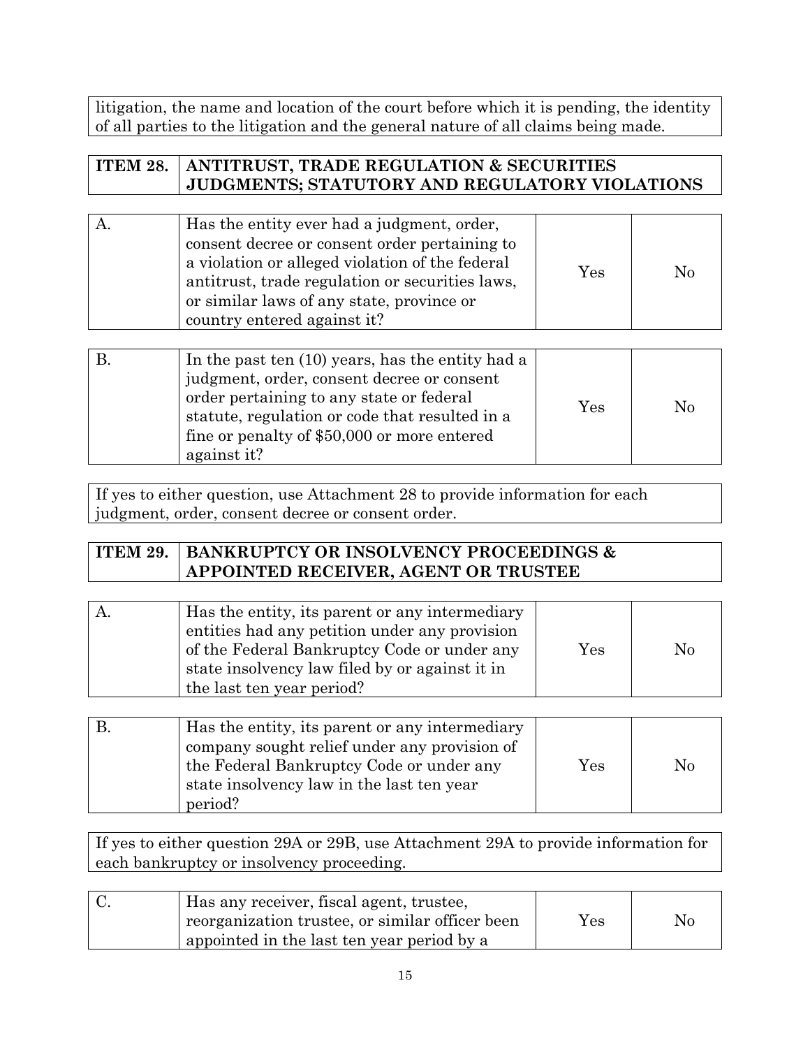litigation, the name and location of the court before which it is pending, the identity of all parties to the litigation and the general nature of all claims being made.

| ITEM 28. | ANTITRUST, TRADE REGULATION & SECURITIES JUDGMENTS; STATUTORY AND REGULATORY VIOLATIONS |
|---|---|

| | | | |
|---|---|---|---|
| A. | Has the entity ever had a judgment, order, consent decree or consent order pertaining to a violation or alleged violation of the federal antitrust, trade regulation or securities laws, or similar laws of any state, province or country entered against it? | Yes | No |

| | | | |
|---|---|---|---|
| B. | In the past ten (10) years, has the entity had a judgment, order, consent decree or consent order pertaining to any state or federal statute, regulation or code that resulted in a fine or penalty of $50,000 or more entered against it? | Yes | No |

If yes to either question, use Attachment 28 to provide information for each judgment, order, consent decree or consent order.

| ITEM 29. | BANKRUPTCY OR INSOLVENCY PROCEEDINGS & APPOINTED RECEIVER, AGENT OR TRUSTEE |
|---|---|

| | | | |
|---|---|---|---|
| A. | Has the entity, its parent or any intermediary entities had any petition under any provision of the Federal Bankruptcy Code or under any state insolvency law filed by or against it in the last ten year period? | Yes | No |

| | | | |
|---|---|---|---|
| B. | Has the entity, its parent or any intermediary company sought relief under any provision of the Federal Bankruptcy Code or under any state insolvency law in the last ten year period? | Yes | No |

If yes to either question 29A or 29B, use Attachment 29A to provide information for each bankruptcy or insolvency proceeding.

| | | | |
|---|---|---|---|
| C. | Has any receiver, fiscal agent, trustee, reorganization trustee, or similar officer been appointed in the last ten year period by a | Yes | No |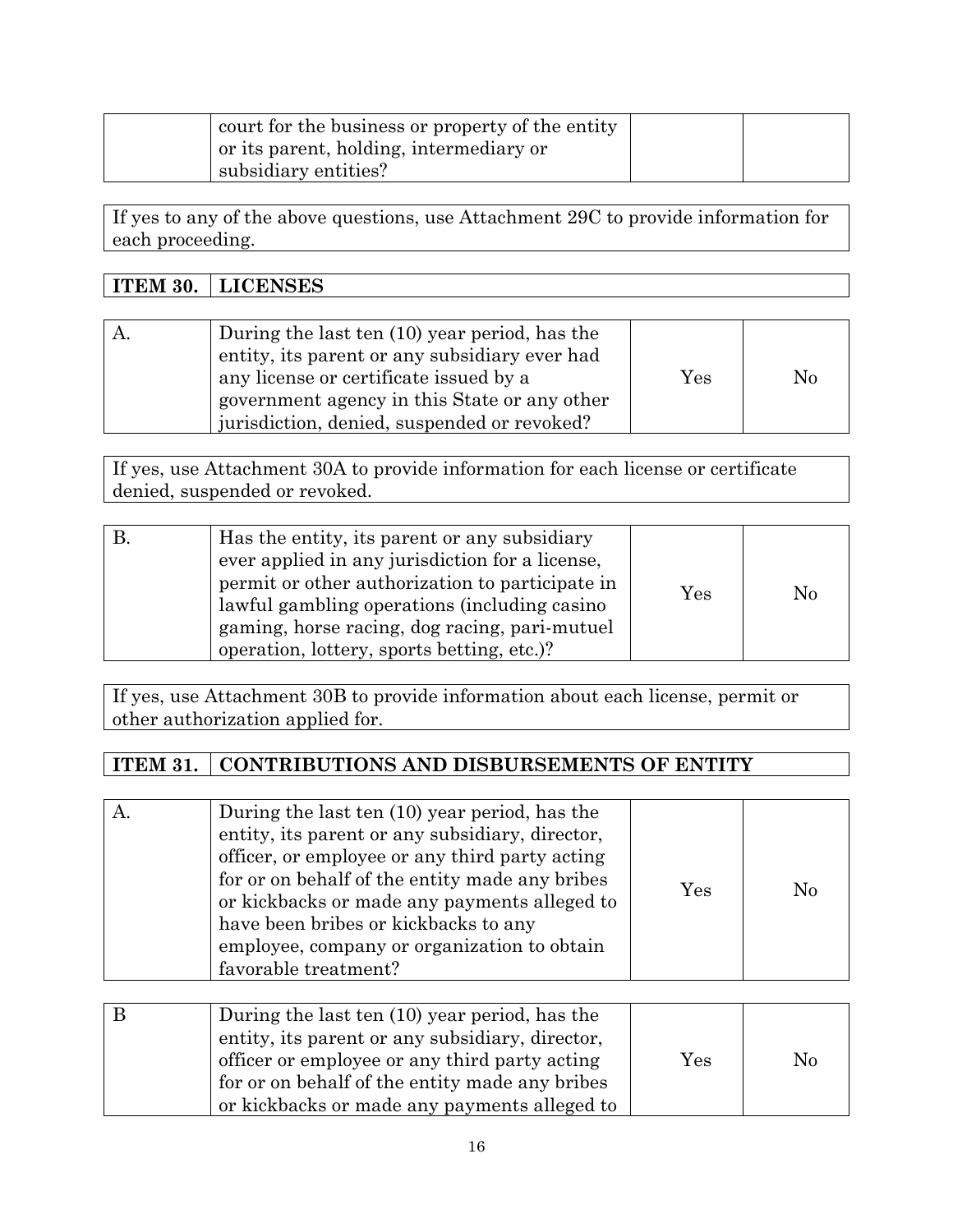| | court for the business or property of the entity or its parent, holding, intermediary or subsidiary entities? | | |
|---|---|---|---|

If yes to any of the above questions, use Attachment 29C to provide information for each proceeding.

| **ITEM 30.** | **LICENSES** |
|---|---|

| A. | During the last ten (10) year period, has the entity, its parent or any subsidiary ever had any license or certificate issued by a government agency in this State or any other jurisdiction, denied, suspended or revoked? | Yes | No |
|---|---|---|---|

If yes, use Attachment 30A to provide information for each license or certificate denied, suspended or revoked.

| B. | Has the entity, its parent or any subsidiary ever applied in any jurisdiction for a license, permit or other authorization to participate in lawful gambling operations (including casino gaming, horse racing, dog racing, pari-mutuel operation, lottery, sports betting, etc.)? | Yes | No |
|---|---|---|---|

If yes, use Attachment 30B to provide information about each license, permit or other authorization applied for.

| **ITEM 31.** | **CONTRIBUTIONS AND DISBURSEMENTS OF ENTITY** |
|---|---|

| A. | During the last ten (10) year period, has the entity, its parent or any subsidiary, director, officer, or employee or any third party acting for or on behalf of the entity made any bribes or kickbacks or made any payments alleged to have been bribes or kickbacks to any employee, company or organization to obtain favorable treatment? | Yes | No |
|---|---|---|---|

| B | During the last ten (10) year period, has the entity, its parent or any subsidiary, director, officer or employee or any third party acting for or on behalf of the entity made any bribes or kickbacks or made any payments alleged to | Yes | No |
|---|---|---|---|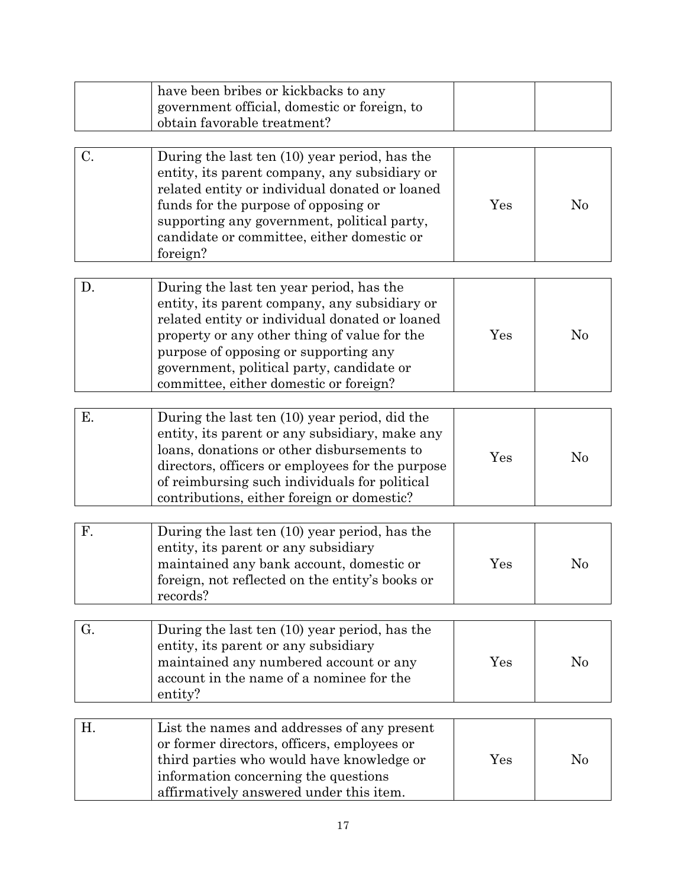|  | have been bribes or kickbacks to any government official, domestic or foreign, to obtain favorable treatment? |  |  |
|---|---|---|---|

| C. | During the last ten (10) year period, has the entity, its parent company, any subsidiary or related entity or individual donated or loaned funds for the purpose of opposing or supporting any government, political party, candidate or committee, either domestic or foreign? | Yes | No |
|---|---|---|---|

| D. | During the last ten year period, has the entity, its parent company, any subsidiary or related entity or individual donated or loaned property or any other thing of value for the purpose of opposing or supporting any government, political party, candidate or committee, either domestic or foreign? | Yes | No |
|---|---|---|---|

| E. | During the last ten (10) year period, did the entity, its parent or any subsidiary, make any loans, donations or other disbursements to directors, officers or employees for the purpose of reimbursing such individuals for political contributions, either foreign or domestic? | Yes | No |
|---|---|---|---|

| F. | During the last ten (10) year period, has the entity, its parent or any subsidiary maintained any bank account, domestic or foreign, not reflected on the entity's books or records? | Yes | No |
|---|---|---|---|

| G. | During the last ten (10) year period, has the entity, its parent or any subsidiary maintained any numbered account or any account in the name of a nominee for the entity? | Yes | No |
|---|---|---|---|

| H. | List the names and addresses of any present or former directors, officers, employees or third parties who would have knowledge or information concerning the questions affirmatively answered under this item. | Yes | No |
|---|---|---|---|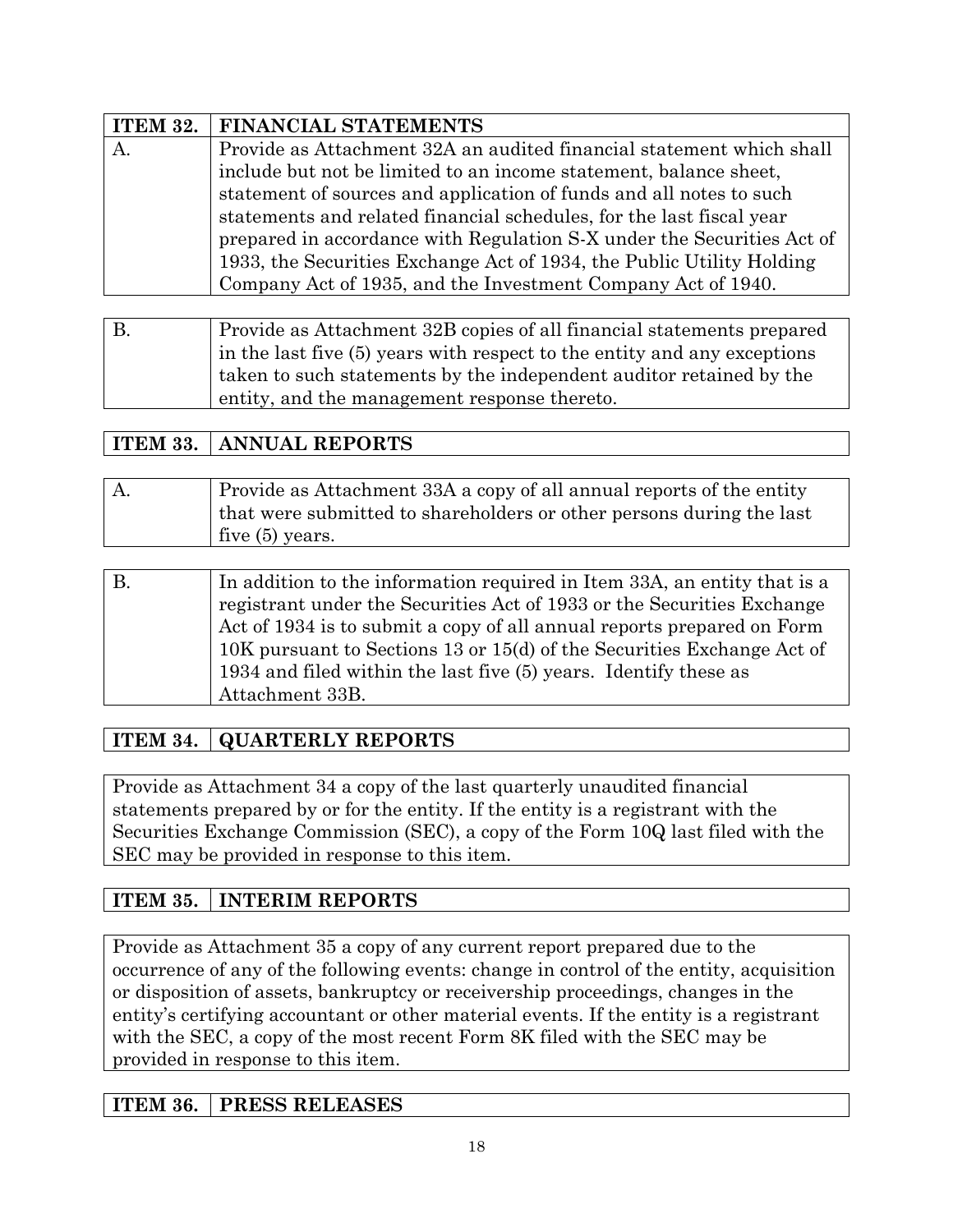| ITEM 32. | FINANCIAL STATEMENTS |
|---|---|
| A. | Provide as Attachment 32A an audited financial statement which shall include but not be limited to an income statement, balance sheet, statement of sources and application of funds and all notes to such statements and related financial schedules, for the last fiscal year prepared in accordance with Regulation S-X under the Securities Act of 1933, the Securities Exchange Act of 1934, the Public Utility Holding Company Act of 1935, and the Investment Company Act of 1940. |

| B. | Provide as Attachment 32B copies of all financial statements prepared in the last five (5) years with respect to the entity and any exceptions taken to such statements by the independent auditor retained by the entity, and the management response thereto. |
|---|---|

| ITEM 33. | ANNUAL REPORTS |
|---|---|

| A. | Provide as Attachment 33A a copy of all annual reports of the entity that were submitted to shareholders or other persons during the last five (5) years. |
|---|---|

| B. | In addition to the information required in Item 33A, an entity that is a registrant under the Securities Act of 1933 or the Securities Exchange Act of 1934 is to submit a copy of all annual reports prepared on Form 10K pursuant to Sections 13 or 15(d) of the Securities Exchange Act of 1934 and filed within the last five (5) years. Identify these as Attachment 33B. |
|---|---|

| ITEM 34. | QUARTERLY REPORTS |
|---|---|

Provide as Attachment 34 a copy of the last quarterly unaudited financial statements prepared by or for the entity. If the entity is a registrant with the Securities Exchange Commission (SEC), a copy of the Form 10Q last filed with the SEC may be provided in response to this item.

| ITEM 35. | INTERIM REPORTS |
|---|---|

Provide as Attachment 35 a copy of any current report prepared due to the occurrence of any of the following events: change in control of the entity, acquisition or disposition of assets, bankruptcy or receivership proceedings, changes in the entity's certifying accountant or other material events. If the entity is a registrant with the SEC, a copy of the most recent Form 8K filed with the SEC may be provided in response to this item.

| ITEM 36. | PRESS RELEASES |
|---|---|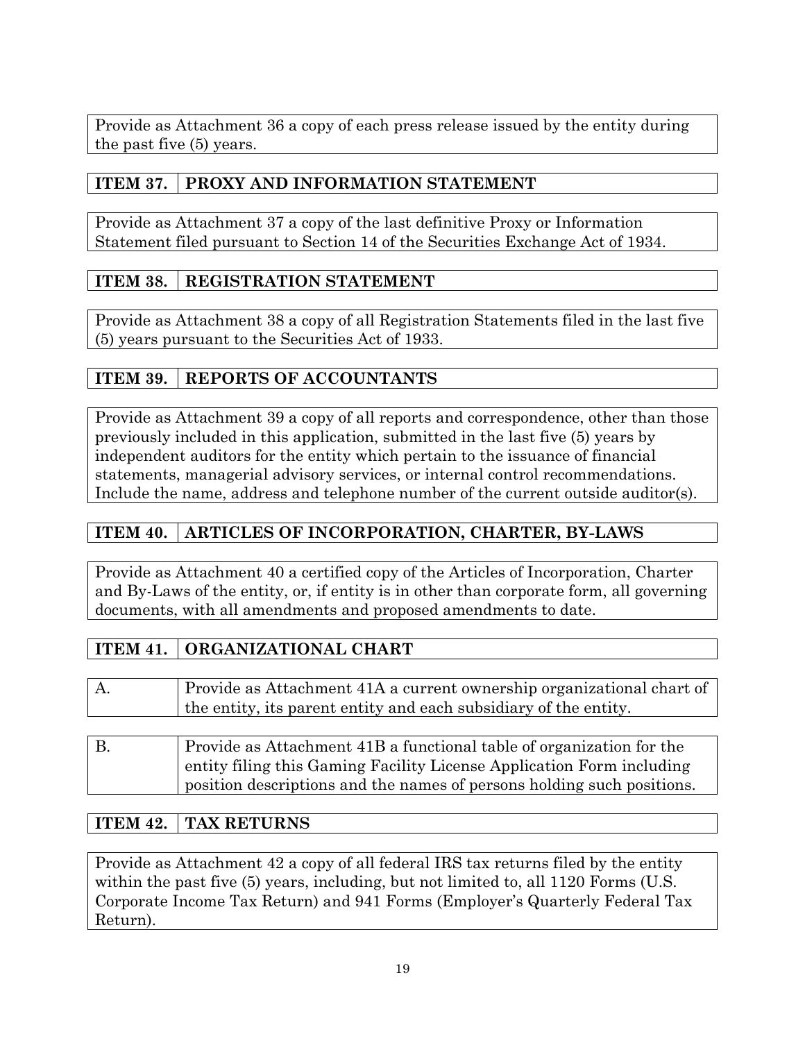Provide as Attachment 36 a copy of each press release issued by the entity during the past five (5) years.

| ITEM 37. | PROXY AND INFORMATION STATEMENT |
|---|---|

Provide as Attachment 37 a copy of the last definitive Proxy or Information Statement filed pursuant to Section 14 of the Securities Exchange Act of 1934.

| ITEM 38. | REGISTRATION STATEMENT |
|---|---|

Provide as Attachment 38 a copy of all Registration Statements filed in the last five (5) years pursuant to the Securities Act of 1933.

| ITEM 39. | REPORTS OF ACCOUNTANTS |
|---|---|

Provide as Attachment 39 a copy of all reports and correspondence, other than those previously included in this application, submitted in the last five (5) years by independent auditors for the entity which pertain to the issuance of financial statements, managerial advisory services, or internal control recommendations. Include the name, address and telephone number of the current outside auditor(s).

| ITEM 40. | ARTICLES OF INCORPORATION, CHARTER, BY-LAWS |
|---|---|

Provide as Attachment 40 a certified copy of the Articles of Incorporation, Charter and By-Laws of the entity, or, if entity is in other than corporate form, all governing documents, with all amendments and proposed amendments to date.

| ITEM 41. | ORGANIZATIONAL CHART |
|---|---|

| A. | Provide as Attachment 41A a current ownership organizational chart of the entity, its parent entity and each subsidiary of the entity. |
|---|---|

| B. | Provide as Attachment 41B a functional table of organization for the entity filing this Gaming Facility License Application Form including position descriptions and the names of persons holding such positions. |
|---|---|

| ITEM 42. | TAX RETURNS |
|---|---|

Provide as Attachment 42 a copy of all federal IRS tax returns filed by the entity within the past five (5) years, including, but not limited to, all 1120 Forms (U.S. Corporate Income Tax Return) and 941 Forms (Employer's Quarterly Federal Tax Return).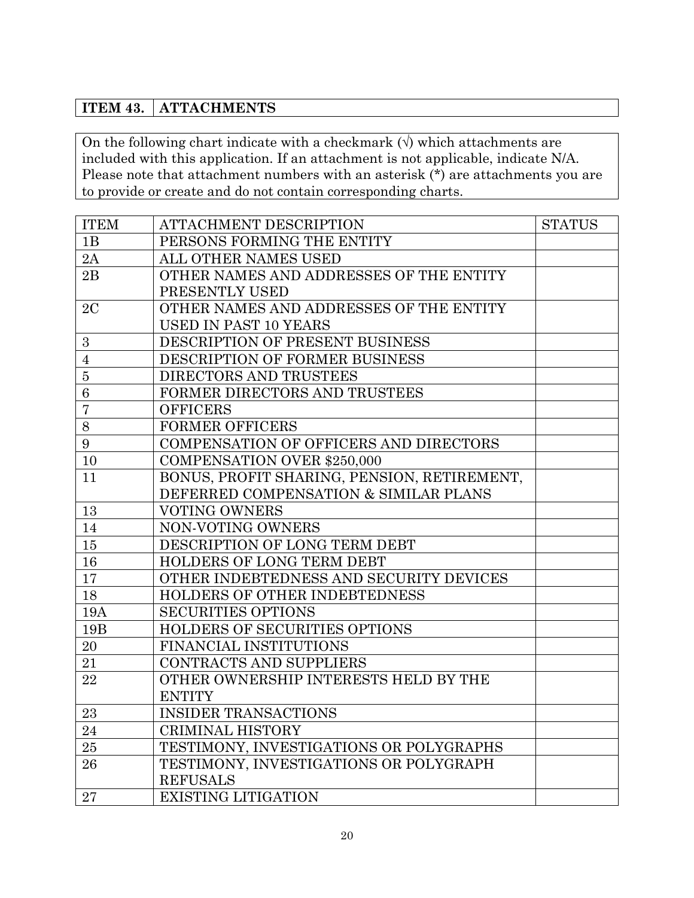| ITEM 43. | ATTACHMENTS |
|---|---|

On the following chart indicate with a checkmark (√) which attachments are included with this application. If an attachment is not applicable, indicate N/A. Please note that attachment numbers with an asterisk (*) are attachments you are to provide or create and do not contain corresponding charts.

| ITEM | ATTACHMENT DESCRIPTION | STATUS |
|---|---|---|
| 1B | PERSONS FORMING THE ENTITY | |
| 2A | ALL OTHER NAMES USED | |
| 2B | OTHER NAMES AND ADDRESSES OF THE ENTITY PRESENTLY USED | |
| 2C | OTHER NAMES AND ADDRESSES OF THE ENTITY USED IN PAST 10 YEARS | |
| 3 | DESCRIPTION OF PRESENT BUSINESS | |
| 4 | DESCRIPTION OF FORMER BUSINESS | |
| 5 | DIRECTORS AND TRUSTEES | |
| 6 | FORMER DIRECTORS AND TRUSTEES | |
| 7 | OFFICERS | |
| 8 | FORMER OFFICERS | |
| 9 | COMPENSATION OF OFFICERS AND DIRECTORS | |
| 10 | COMPENSATION OVER $250,000 | |
| 11 | BONUS, PROFIT SHARING, PENSION, RETIREMENT, DEFERRED COMPENSATION & SIMILAR PLANS | |
| 13 | VOTING OWNERS | |
| 14 | NON-VOTING OWNERS | |
| 15 | DESCRIPTION OF LONG TERM DEBT | |
| 16 | HOLDERS OF LONG TERM DEBT | |
| 17 | OTHER INDEBTEDNESS AND SECURITY DEVICES | |
| 18 | HOLDERS OF OTHER INDEBTEDNESS | |
| 19A | SECURITIES OPTIONS | |
| 19B | HOLDERS OF SECURITIES OPTIONS | |
| 20 | FINANCIAL INSTITUTIONS | |
| 21 | CONTRACTS AND SUPPLIERS | |
| 22 | OTHER OWNERSHIP INTERESTS HELD BY THE ENTITY | |
| 23 | INSIDER TRANSACTIONS | |
| 24 | CRIMINAL HISTORY | |
| 25 | TESTIMONY, INVESTIGATIONS OR POLYGRAPHS | |
| 26 | TESTIMONY, INVESTIGATIONS OR POLYGRAPH REFUSALS | |
| 27 | EXISTING LITIGATION | |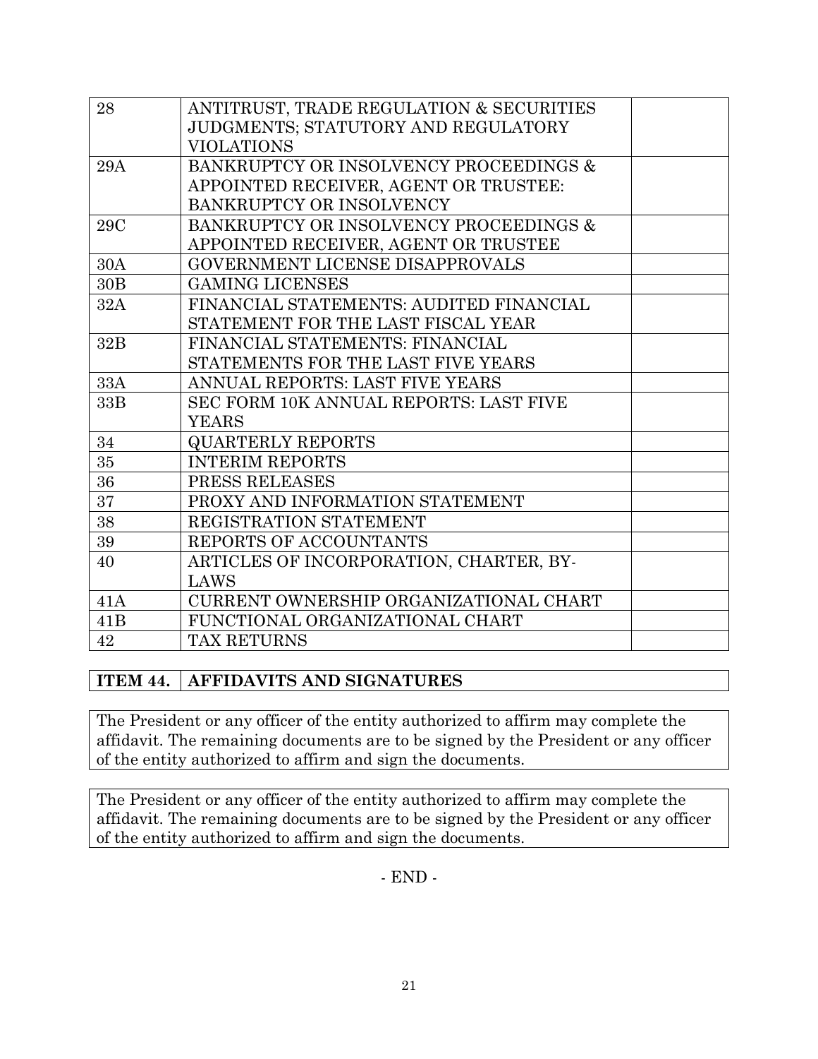| 28 | ANTITRUST, TRADE REGULATION & SECURITIES JUDGMENTS; STATUTORY AND REGULATORY VIOLATIONS | |
|---|---|---|
| 29A | BANKRUPTCY OR INSOLVENCY PROCEEDINGS & APPOINTED RECEIVER, AGENT OR TRUSTEE: BANKRUPTCY OR INSOLVENCY | |
| 29C | BANKRUPTCY OR INSOLVENCY PROCEEDINGS & APPOINTED RECEIVER, AGENT OR TRUSTEE | |
| 30A | GOVERNMENT LICENSE DISAPPROVALS | |
| 30B | GAMING LICENSES | |
| 32A | FINANCIAL STATEMENTS: AUDITED FINANCIAL STATEMENT FOR THE LAST FISCAL YEAR | |
| 32B | FINANCIAL STATEMENTS: FINANCIAL STATEMENTS FOR THE LAST FIVE YEARS | |
| 33A | ANNUAL REPORTS: LAST FIVE YEARS | |
| 33B | SEC FORM 10K ANNUAL REPORTS: LAST FIVE YEARS | |
| 34 | QUARTERLY REPORTS | |
| 35 | INTERIM REPORTS | |
| 36 | PRESS RELEASES | |
| 37 | PROXY AND INFORMATION STATEMENT | |
| 38 | REGISTRATION STATEMENT | |
| 39 | REPORTS OF ACCOUNTANTS | |
| 40 | ARTICLES OF INCORPORATION, CHARTER, BY-LAWS | |
| 41A | CURRENT OWNERSHIP ORGANIZATIONAL CHART | |
| 41B | FUNCTIONAL ORGANIZATIONAL CHART | |
| 42 | TAX RETURNS | |

| ITEM 44. | AFFIDAVITS AND SIGNATURES |
|---|---|

The President or any officer of the entity authorized to affirm may complete the affidavit. The remaining documents are to be signed by the President or any officer of the entity authorized to affirm and sign the documents.

The President or any officer of the entity authorized to affirm may complete the affidavit. The remaining documents are to be signed by the President or any officer of the entity authorized to affirm and sign the documents.

- END -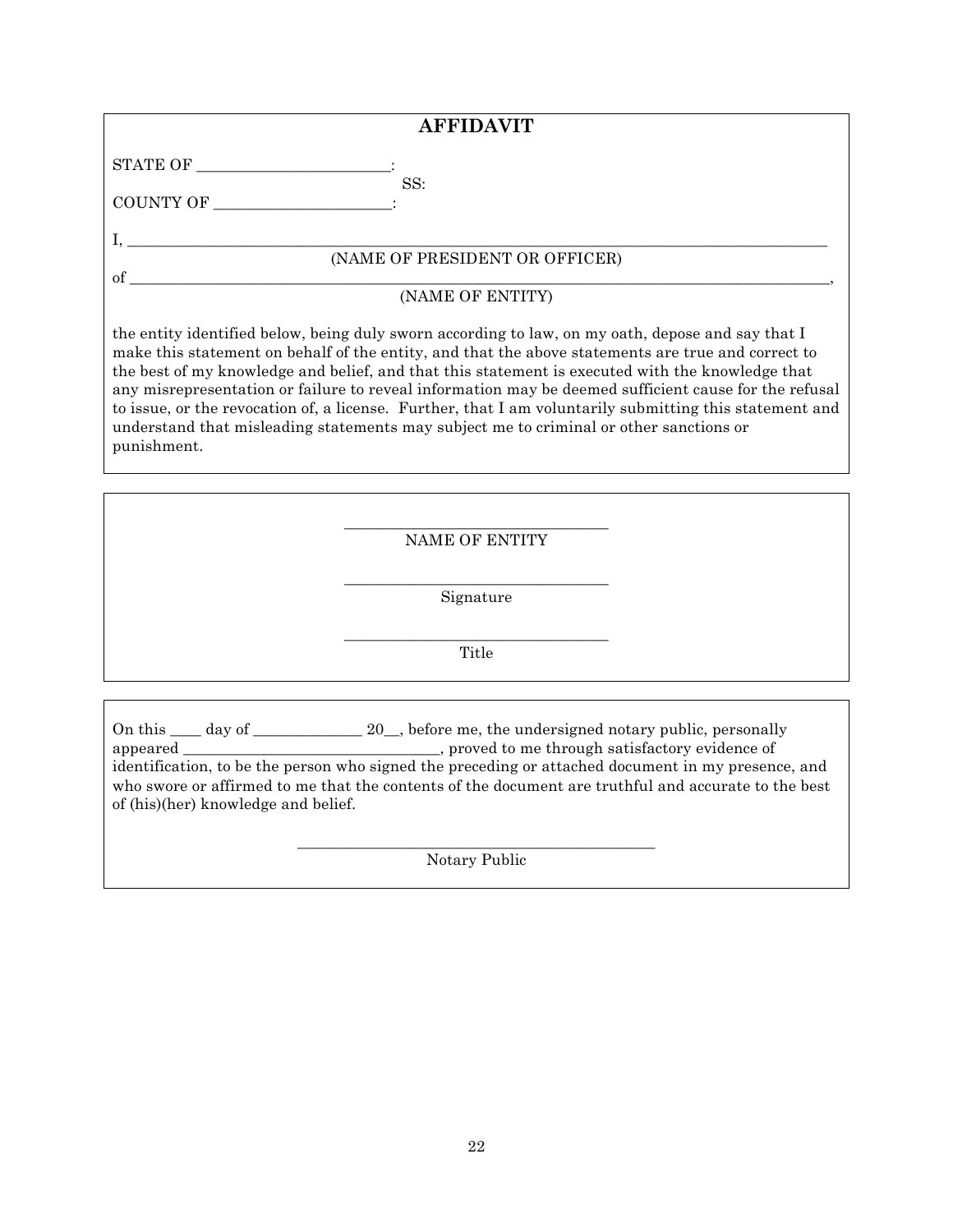## AFFIDAVIT

STATE OF ________________________:
SS:
COUNTY OF ______________________:

I, ______________________________________________________________________________
(NAME OF PRESIDENT OR OFFICER)

of ______________________________________________________________________________,
(NAME OF ENTITY)

the entity identified below, being duly sworn according to law, on my oath, depose and say that I make this statement on behalf of the entity, and that the above statements are true and correct to the best of my knowledge and belief, and that this statement is executed with the knowledge that any misrepresentation or failure to reveal information may be deemed sufficient cause for the refusal to issue, or the revocation of, a license. Further, that I am voluntarily submitting this statement and understand that misleading statements may subject me to criminal or other sanctions or punishment.

_________________________________
NAME OF ENTITY

_________________________________
Signature

_________________________________
Title

On this ____ day of ______________ 20__, before me, the undersigned notary public, personally appeared _________________________________, proved to me through satisfactory evidence of identification, to be the person who signed the preceding or attached document in my presence, and who swore or affirmed to me that the contents of the document are truthful and accurate to the best of (his)(her) knowledge and belief.

_____________________________________________
Notary Public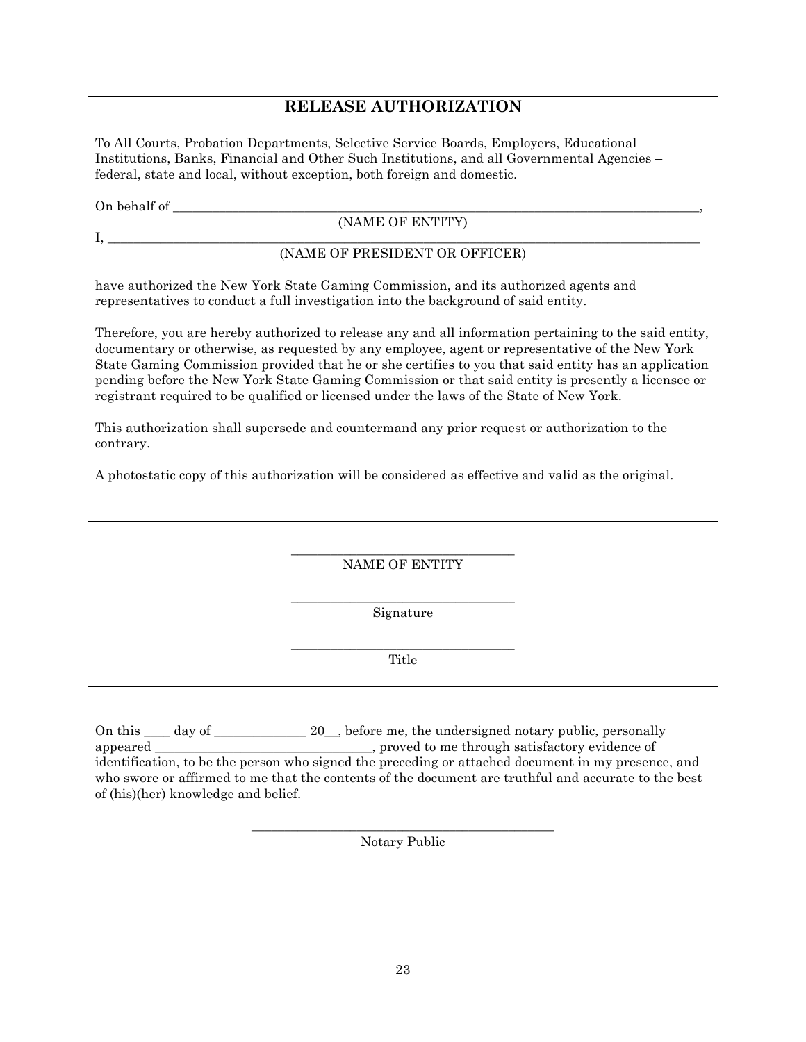# RELEASE AUTHORIZATION

To All Courts, Probation Departments, Selective Service Boards, Employers, Educational Institutions, Banks, Financial and Other Such Institutions, and all Governmental Agencies – federal, state and local, without exception, both foreign and domestic.

On behalf of ______________________________________________________________________________,

(NAME OF ENTITY)

I, ________________________________________________________________________________________

(NAME OF PRESIDENT OR OFFICER)

have authorized the New York State Gaming Commission, and its authorized agents and representatives to conduct a full investigation into the background of said entity.

Therefore, you are hereby authorized to release any and all information pertaining to the said entity, documentary or otherwise, as requested by any employee, agent or representative of the New York State Gaming Commission provided that he or she certifies to you that said entity has an application pending before the New York State Gaming Commission or that said entity is presently a licensee or registrant required to be qualified or licensed under the laws of the State of New York.

This authorization shall supersede and countermand any prior request or authorization to the contrary.

A photostatic copy of this authorization will be considered as effective and valid as the original.

___________________________________

NAME OF ENTITY

___________________________________

Signature

___________________________________

Title

On this ____ day of ______________ 20__, before me, the undersigned notary public, personally appeared _________________________________, proved to me through satisfactory evidence of identification, to be the person who signed the preceding or attached document in my presence, and who swore or affirmed to me that the contents of the document are truthful and accurate to the best of (his)(her) knowledge and belief.

_______________________________________________

Notary Public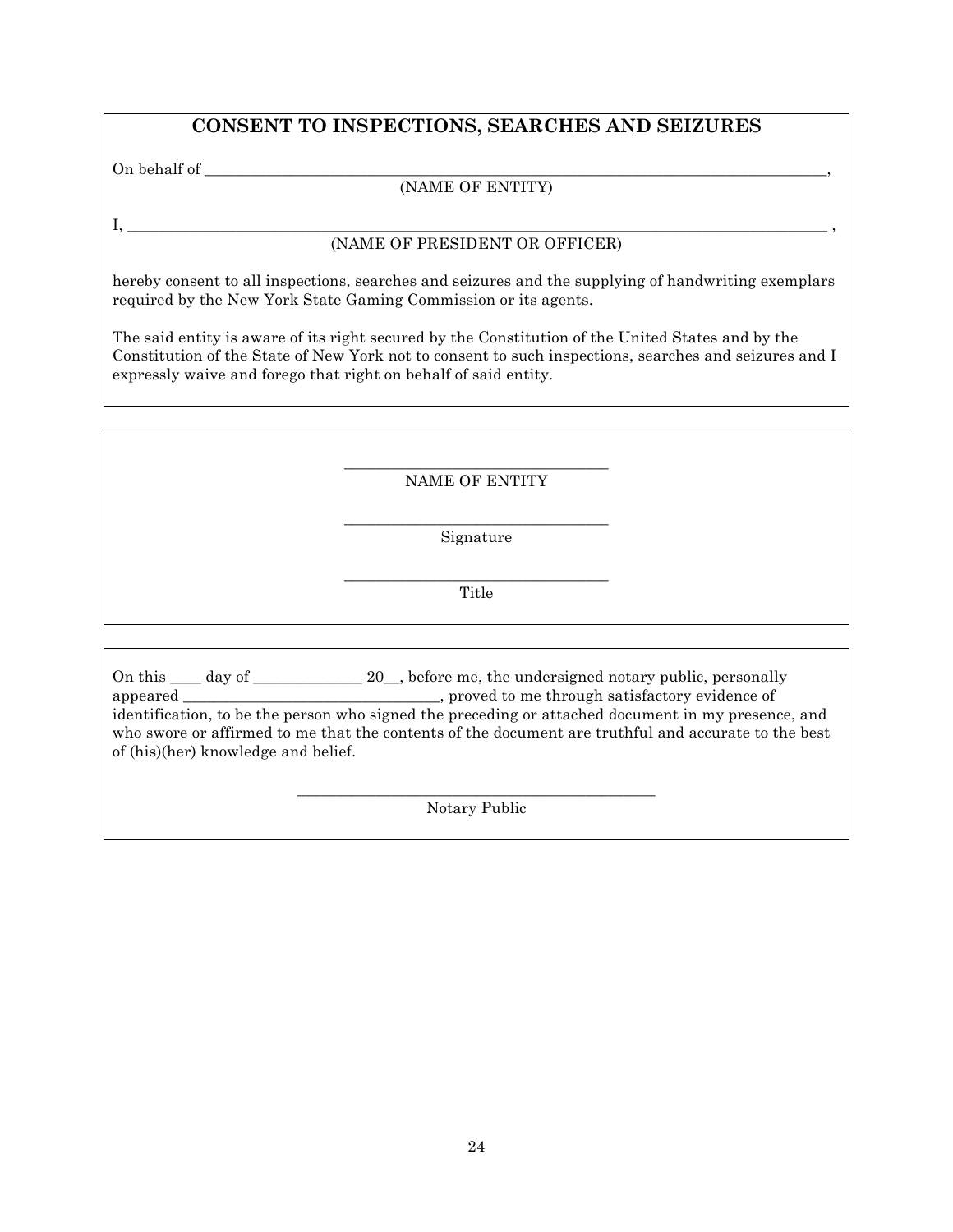# CONSENT TO INSPECTIONS, SEARCHES AND SEIZURES

On behalf of ______________________________________________________________________________,
(NAME OF ENTITY)

I, ________________________________________________________________________________________ ,
(NAME OF PRESIDENT OR OFFICER)

hereby consent to all inspections, searches and seizures and the supplying of handwriting exemplars required by the New York State Gaming Commission or its agents.

The said entity is aware of its right secured by the Constitution of the United States and by the Constitution of the State of New York not to consent to such inspections, searches and seizures and I expressly waive and forego that right on behalf of said entity.

___________________________________
NAME OF ENTITY

___________________________________
Signature

___________________________________
Title

On this ____ day of ______________ 20__, before me, the undersigned notary public, personally appeared __________________________________, proved to me through satisfactory evidence of identification, to be the person who signed the preceding or attached document in my presence, and who swore or affirmed to me that the contents of the document are truthful and accurate to the best of (his)(her) knowledge and belief.

_______________________________________________
Notary Public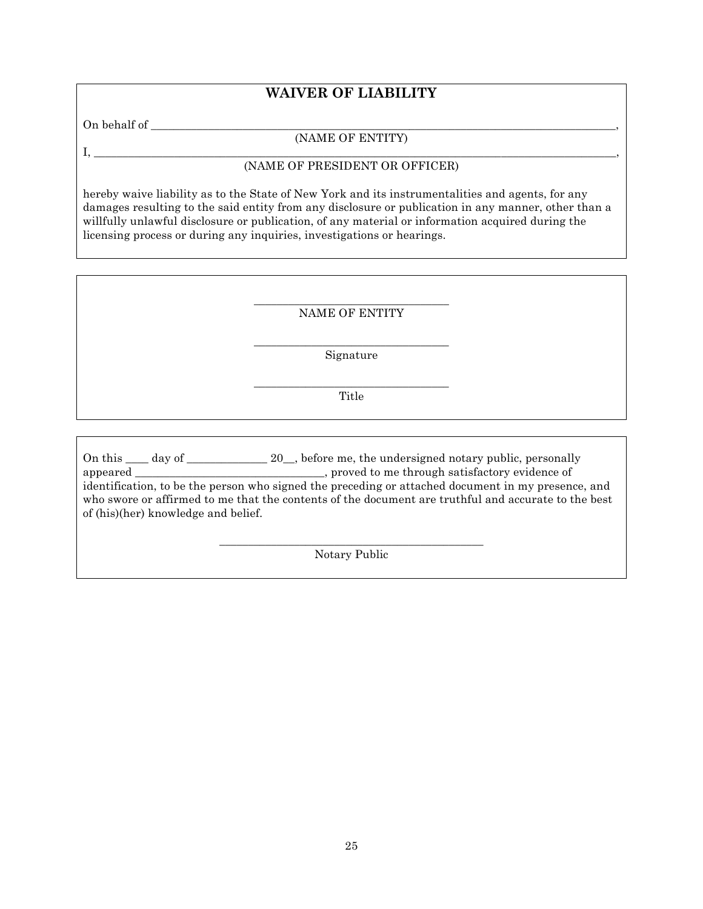# WAIVER OF LIABILITY

On behalf of \_\_\_\_\_\_\_\_\_\_\_\_\_\_\_\_\_\_\_\_\_\_\_\_\_\_\_\_\_\_\_\_\_\_\_\_\_\_\_\_\_\_\_\_\_\_\_\_\_\_\_\_\_\_\_\_\_\_\_\_\_\_\_\_\_\_\_\_\_\_\_\_\_\_\_\_,

(NAME OF ENTITY)

I, \_\_\_\_\_\_\_\_\_\_\_\_\_\_\_\_\_\_\_\_\_\_\_\_\_\_\_\_\_\_\_\_\_\_\_\_\_\_\_\_\_\_\_\_\_\_\_\_\_\_\_\_\_\_\_\_\_\_\_\_\_\_\_\_\_\_\_\_\_\_\_\_\_\_\_\_\_\_\_\_\_,

(NAME OF PRESIDENT OR OFFICER)

hereby waive liability as to the State of New York and its instrumentalities and agents, for any damages resulting to the said entity from any disclosure or publication in any manner, other than a willfully unlawful disclosure or publication, of any material or information acquired during the licensing process or during any inquiries, investigations or hearings.

\_\_\_\_\_\_\_\_\_\_\_\_\_\_\_\_\_\_\_\_\_\_\_\_\_\_\_\_\_\_\_\_\_\_

NAME OF ENTITY

\_\_\_\_\_\_\_\_\_\_\_\_\_\_\_\_\_\_\_\_\_\_\_\_\_\_\_\_\_\_\_\_\_\_

Signature

\_\_\_\_\_\_\_\_\_\_\_\_\_\_\_\_\_\_\_\_\_\_\_\_\_\_\_\_\_\_\_\_\_\_

Title

On this \_\_\_\_ day of \_\_\_\_\_\_\_\_\_\_\_\_\_\_ 20\_\_, before me, the undersigned notary public, personally appeared \_\_\_\_\_\_\_\_\_\_\_\_\_\_\_\_\_\_\_\_\_\_\_\_\_\_\_\_\_\_\_\_\_, proved to me through satisfactory evidence of identification, to be the person who signed the preceding or attached document in my presence, and who swore or affirmed to me that the contents of the document are truthful and accurate to the best of (his)(her) knowledge and belief.

\_\_\_\_\_\_\_\_\_\_\_\_\_\_\_\_\_\_\_\_\_\_\_\_\_\_\_\_\_\_\_\_\_\_\_\_\_\_\_\_\_\_\_\_\_

Notary Public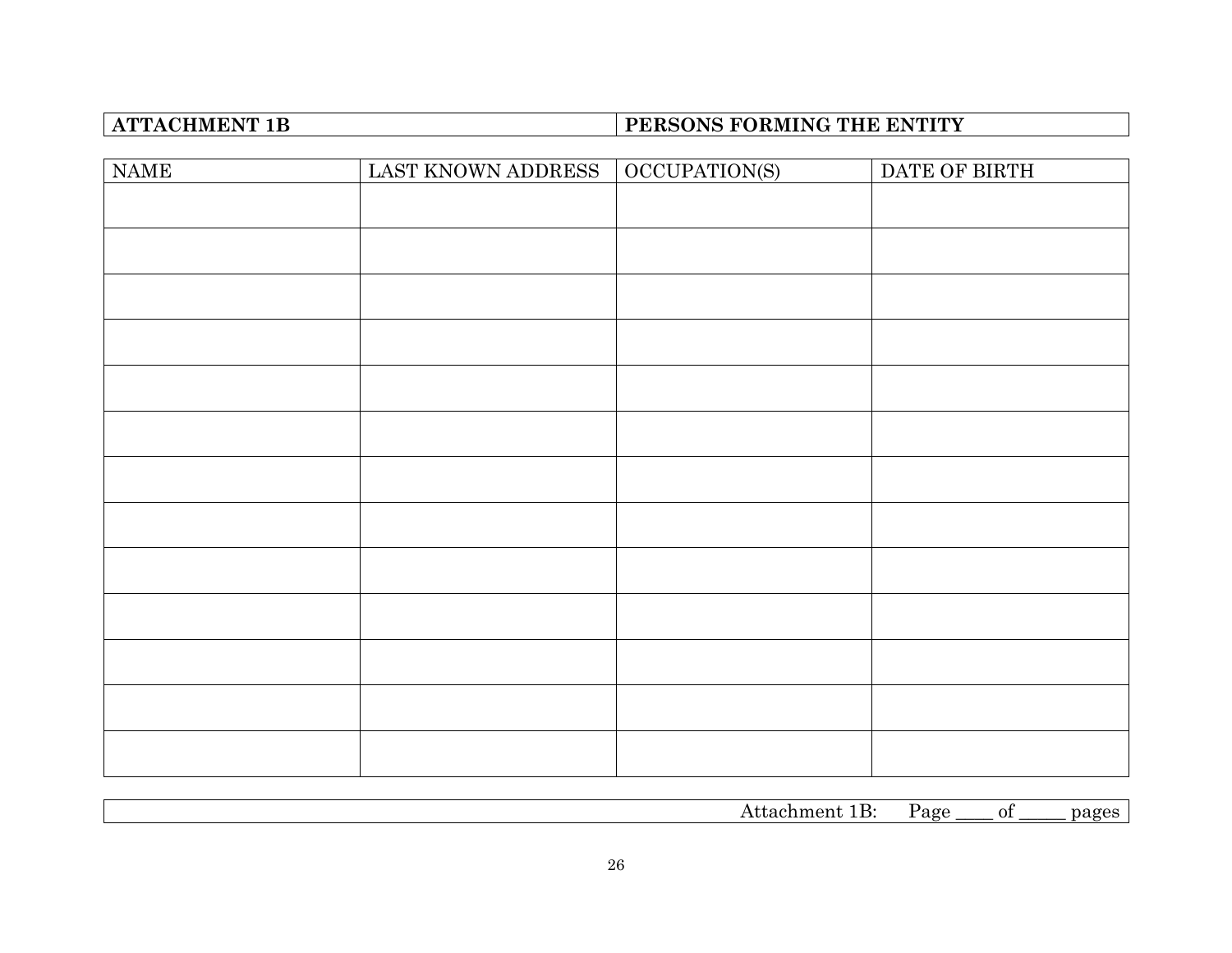| **ATTACHMENT 1B** | **PERSONS FORMING THE ENTITY** |
|---|---|

| NAME | LAST KNOWN ADDRESS | OCCUPATION(S) | DATE OF BIRTH |
|---|---|---|---|
| | | | |
| | | | |
| | | | |
| | | | |
| | | | |
| | | | |
| | | | |
| | | | |
| | | | |
| | | | |
| | | | |
| | | | |
| | | | |

Attachment 1B: Page ____ of _____ pages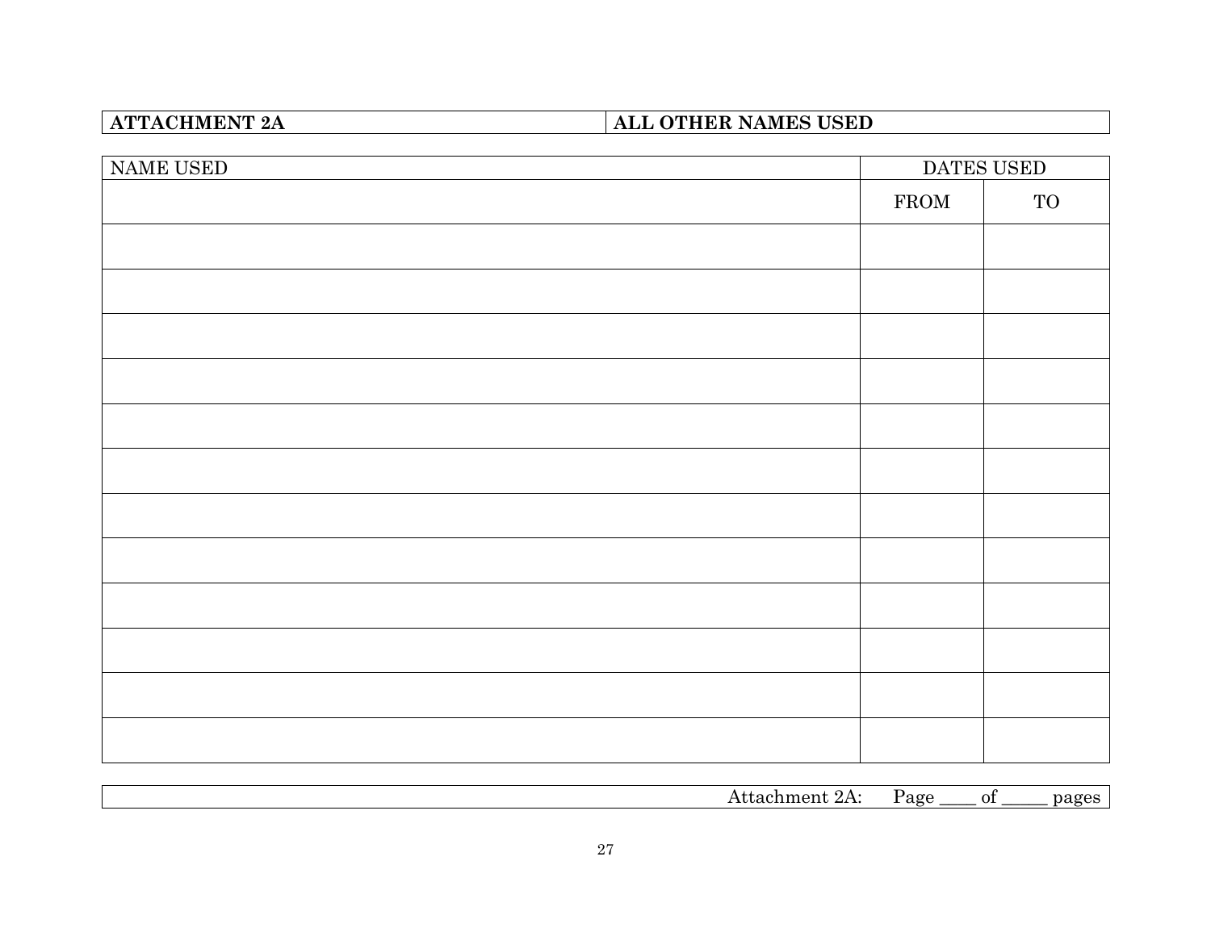| ATTACHMENT 2A | ALL OTHER NAMES USED |
|---|---|

| NAME USED | DATES USED | |
|---|---|---|
| | FROM | TO |
| | | |
| | | |
| | | |
| | | |
| | | |
| | | |
| | | |
| | | |
| | | |
| | | |
| | | |
| | | |

Attachment 2A: Page ____ of _____ pages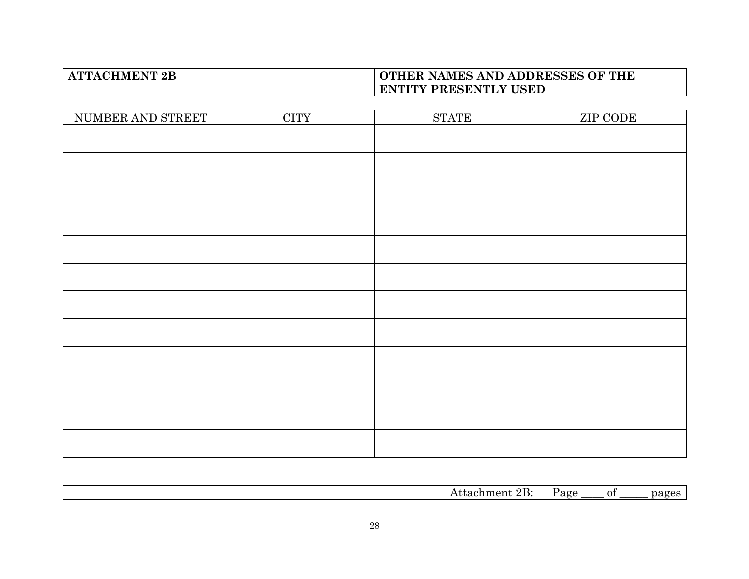| ATTACHMENT 2B | OTHER NAMES AND ADDRESSES OF THE ENTITY PRESENTLY USED |
|---|---|

| NUMBER AND STREET | CITY | STATE | ZIP CODE |
|---|---|---|---|
| | | | |
| | | | |
| | | | |
| | | | |
| | | | |
| | | | |
| | | | |
| | | | |
| | | | |
| | | | |
| | | | |
| | | | |

Attachment 2B: Page ____ of _____ pages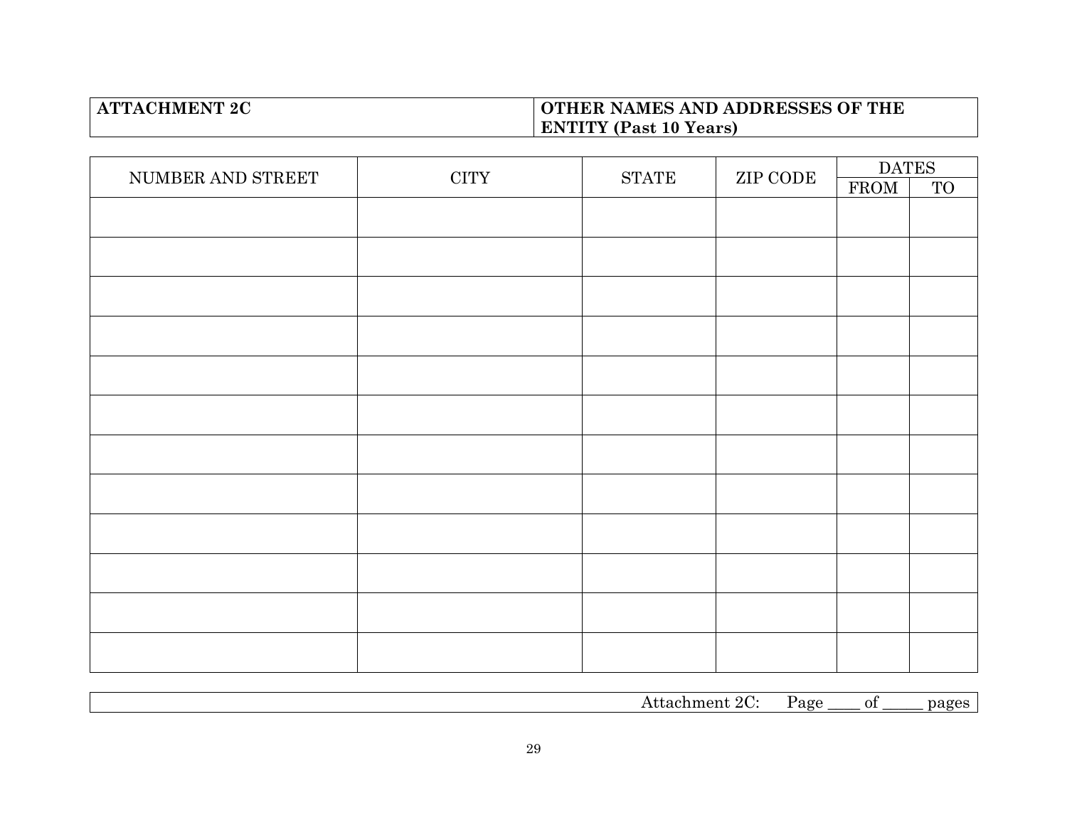| ATTACHMENT 2C | OTHER NAMES AND ADDRESSES OF THE ENTITY (Past 10 Years) |
|---|---|

| NUMBER AND STREET | CITY | STATE | ZIP CODE | DATES | |
|---|---|---|---|---|---|
| | | | | FROM | TO |
| | | | | | |
| | | | | | |
| | | | | | |
| | | | | | |
| | | | | | |
| | | | | | |
| | | | | | |
| | | | | | |
| | | | | | |
| | | | | | |
| | | | | | |
| | | | | | |

Attachment 2C: Page ____ of _____ pages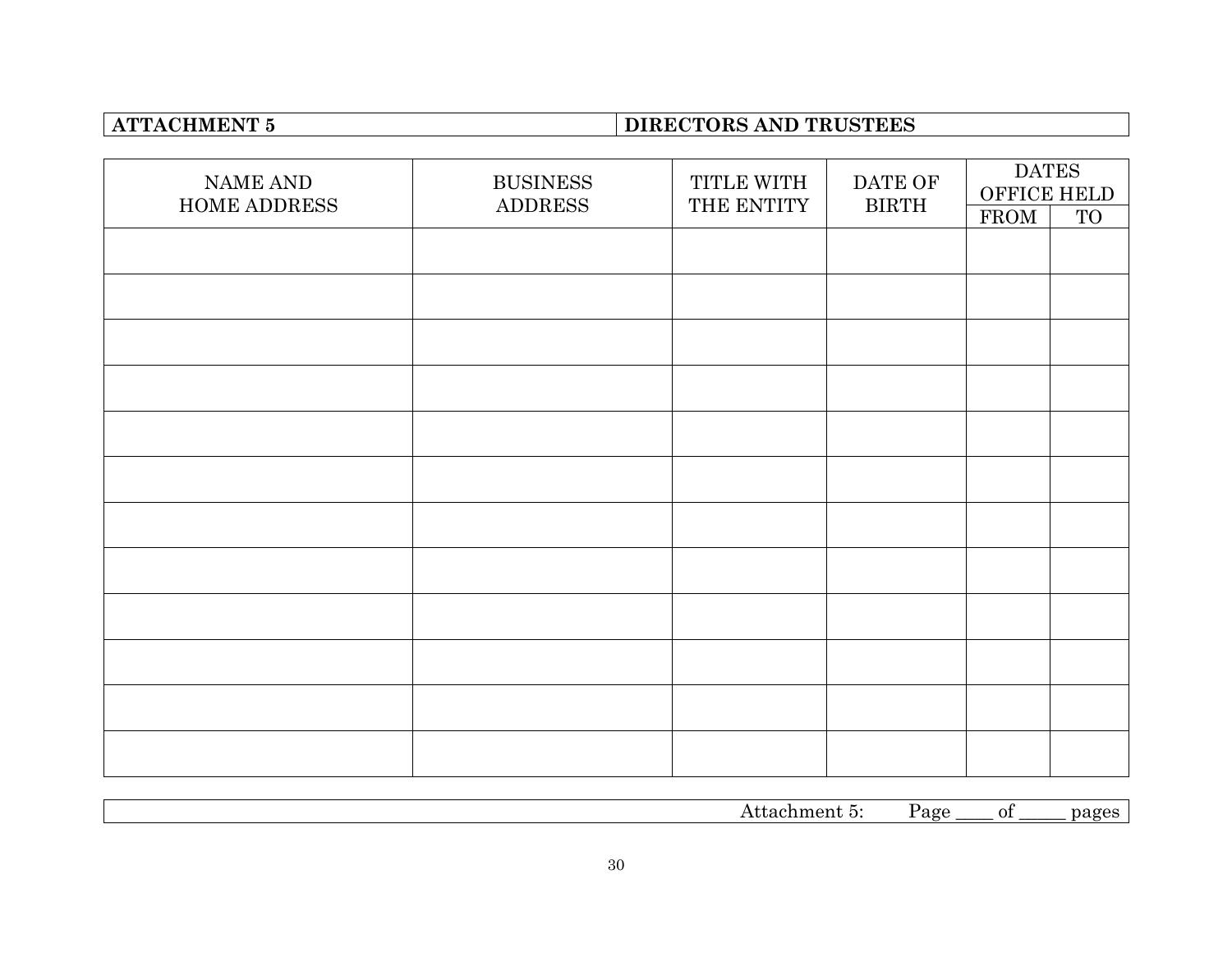| ATTACHMENT 5 | DIRECTORS AND TRUSTEES |
|---|---|

| NAME AND HOME ADDRESS | BUSINESS ADDRESS | TITLE WITH THE ENTITY | DATE OF BIRTH | DATES OFFICE HELD | |
|---|---|---|---|---|---|
| | | | | FROM | TO |
| | | | | | |
| | | | | | |
| | | | | | |
| | | | | | |
| | | | | | |
| | | | | | |
| | | | | | |
| | | | | | |
| | | | | | |
| | | | | | |
| | | | | | |
| | | | | | |

Attachment 5: Page ____ of _____ pages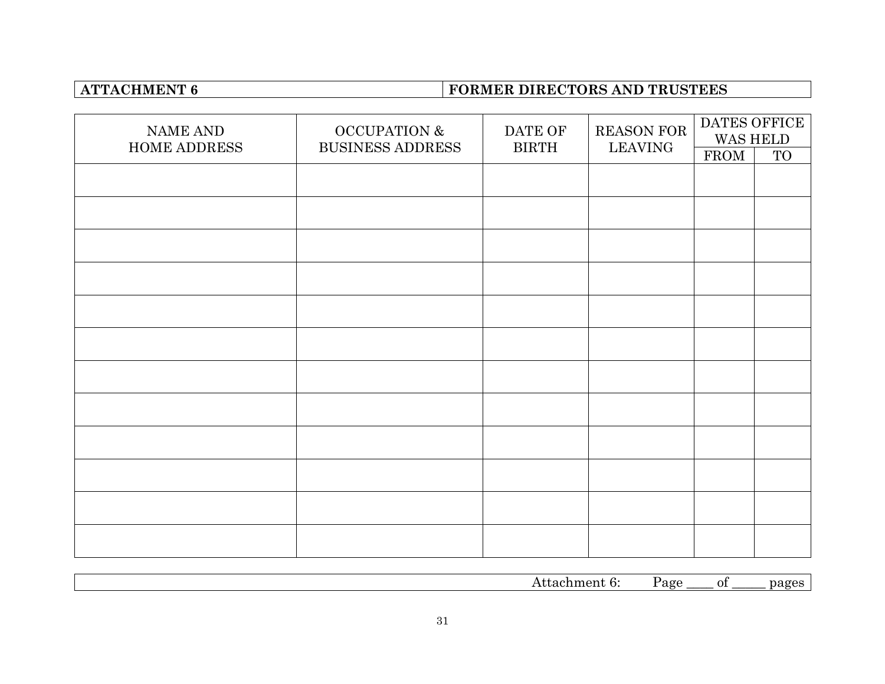| ATTACHMENT 6 | FORMER DIRECTORS AND TRUSTEES |
|---|---|

| NAME AND HOME ADDRESS | OCCUPATION & BUSINESS ADDRESS | DATE OF BIRTH | REASON FOR LEAVING | DATES OFFICE WAS HELD | |
|---|---|---|---|---|---|
| | | | | FROM | TO |
| | | | | | |
| | | | | | |
| | | | | | |
| | | | | | |
| | | | | | |
| | | | | | |
| | | | | | |
| | | | | | |
| | | | | | |
| | | | | | |
| | | | | | |
| | | | | | |

Attachment 6: Page ____ of _____ pages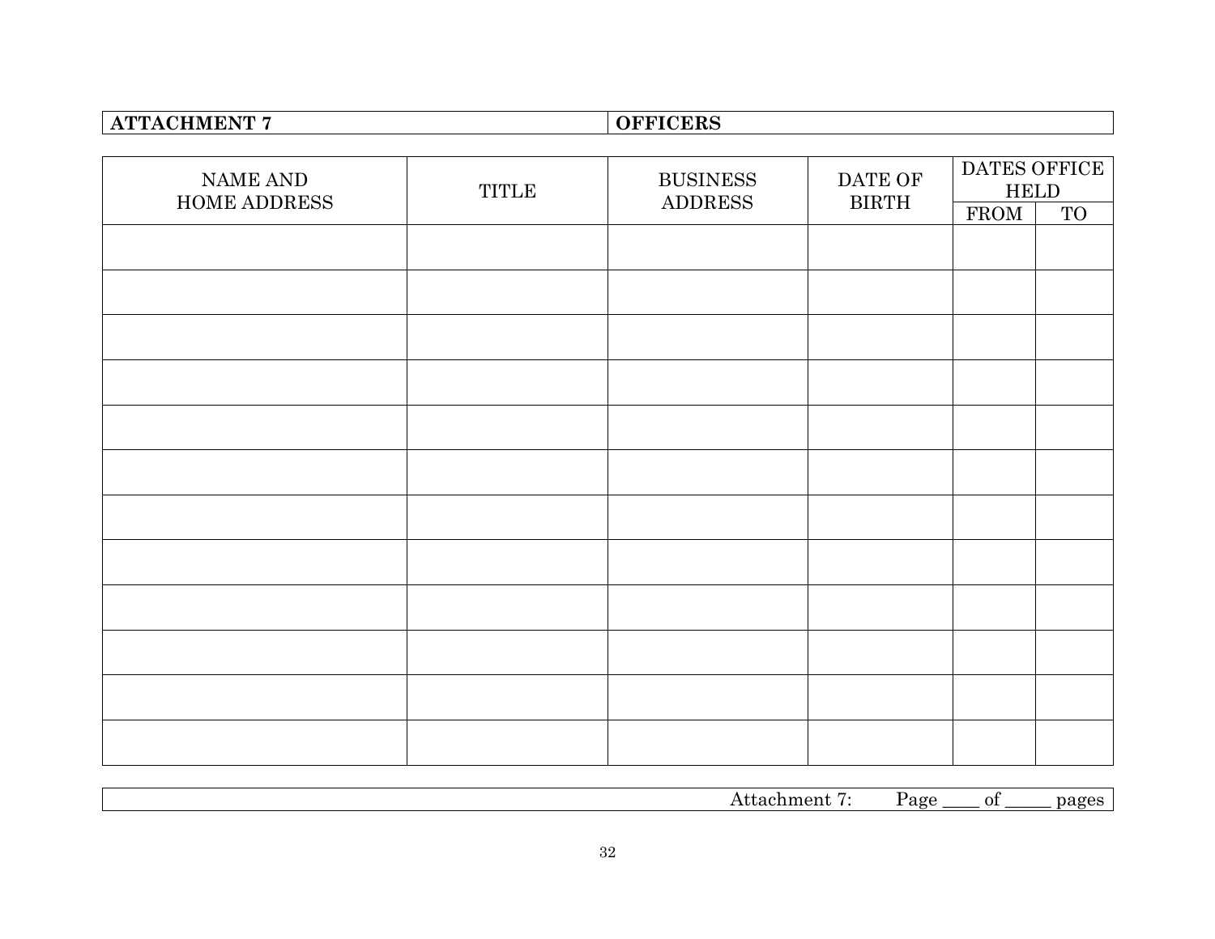| ATTACHMENT 7 | OFFICERS |
|---|---|

| NAME AND HOME ADDRESS | TITLE | BUSINESS ADDRESS | DATE OF BIRTH | DATES OFFICE HELD | |
|---|---|---|---|---|---|
| | | | | FROM | TO |
| | | | | | |
| | | | | | |
| | | | | | |
| | | | | | |
| | | | | | |
| | | | | | |
| | | | | | |
| | | | | | |
| | | | | | |
| | | | | | |
| | | | | | |
| | | | | | |

Attachment 7: Page ____ of _____ pages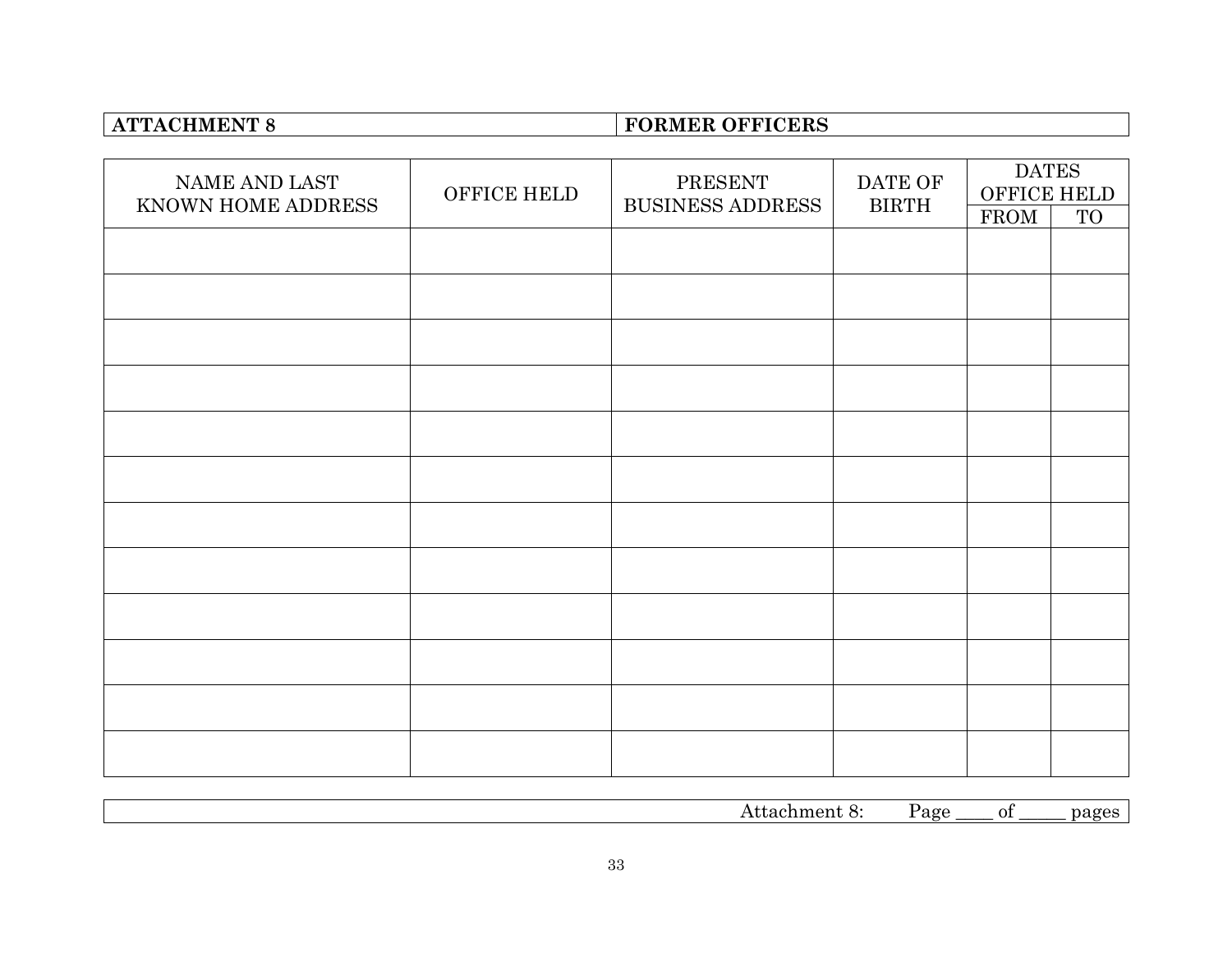| ATTACHMENT 8 | FORMER OFFICERS |
|---|---|

| NAME AND LAST KNOWN HOME ADDRESS | OFFICE HELD | PRESENT BUSINESS ADDRESS | DATE OF BIRTH | DATES OFFICE HELD | |
|---|---|---|---|---|---|
| | | | | FROM | TO |
| | | | | | |
| | | | | | |
| | | | | | |
| | | | | | |
| | | | | | |
| | | | | | |
| | | | | | |
| | | | | | |
| | | | | | |
| | | | | | |
| | | | | | |
| | | | | | |

Attachment 8: Page ____ of _____ pages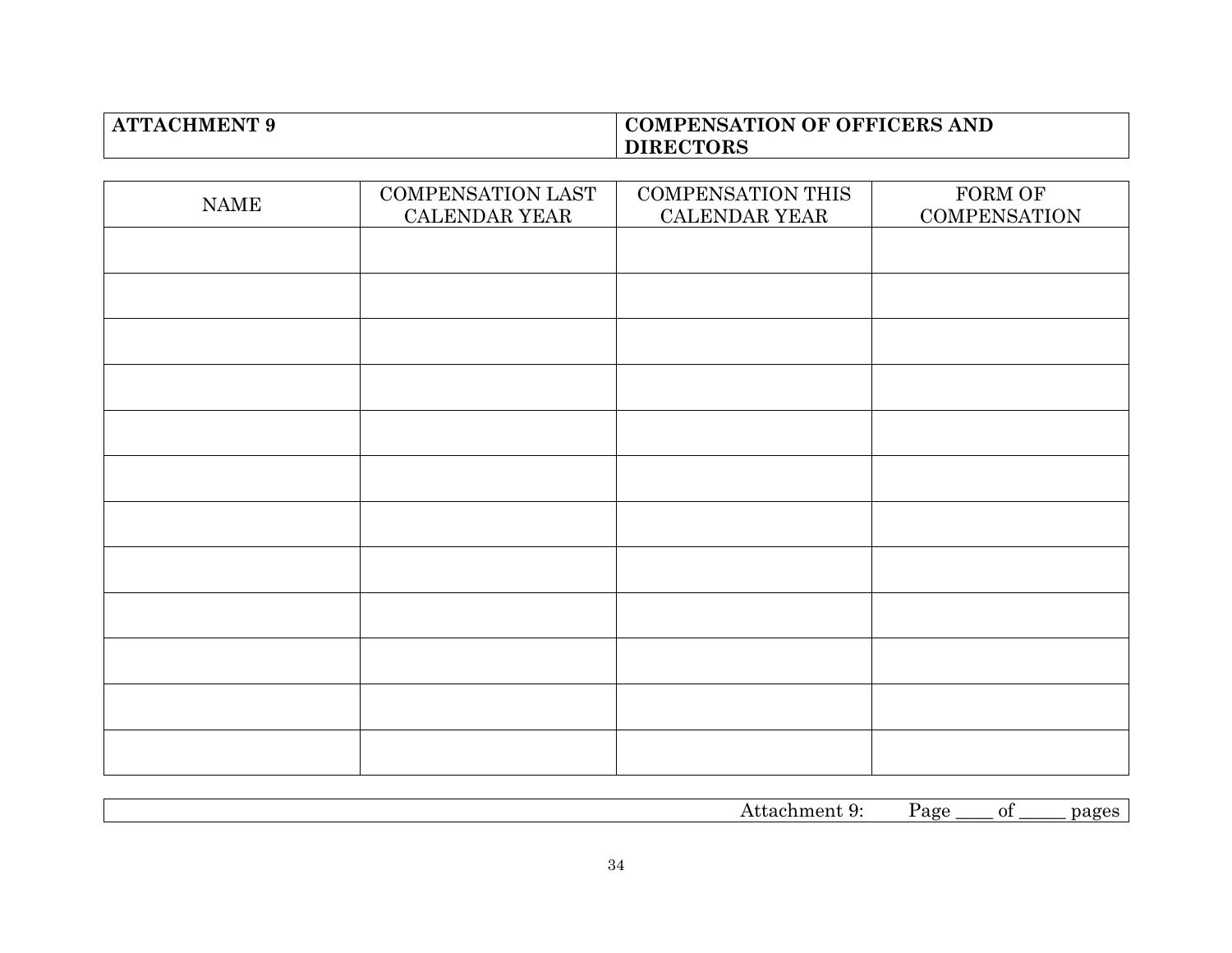| ATTACHMENT 9 | COMPENSATION OF OFFICERS AND DIRECTORS |
|---|---|

| NAME | COMPENSATION LAST CALENDAR YEAR | COMPENSATION THIS CALENDAR YEAR | FORM OF COMPENSATION |
|---|---|---|---|
| | | | |
| | | | |
| | | | |
| | | | |
| | | | |
| | | | |
| | | | |
| | | | |
| | | | |
| | | | |
| | | | |
| | | | |

Attachment 9: Page ____ of _____ pages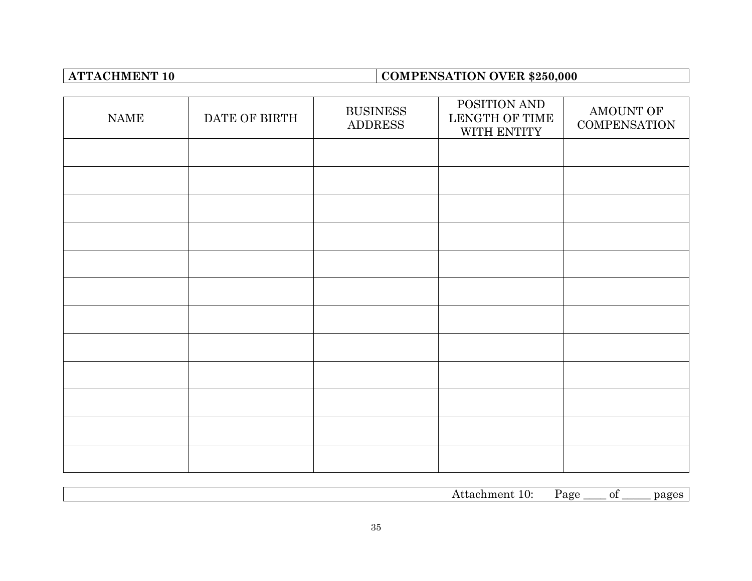| **ATTACHMENT 10** | **COMPENSATION OVER $250,000** |
|---|---|

| NAME | DATE OF BIRTH | BUSINESS ADDRESS | POSITION AND LENGTH OF TIME WITH ENTITY | AMOUNT OF COMPENSATION |
|---|---|---|---|---|
| | | | | |
| | | | | |
| | | | | |
| | | | | |
| | | | | |
| | | | | |
| | | | | |
| | | | | |
| | | | | |
| | | | | |
| | | | | |
| | | | | |

Attachment 10: Page ____ of _____ pages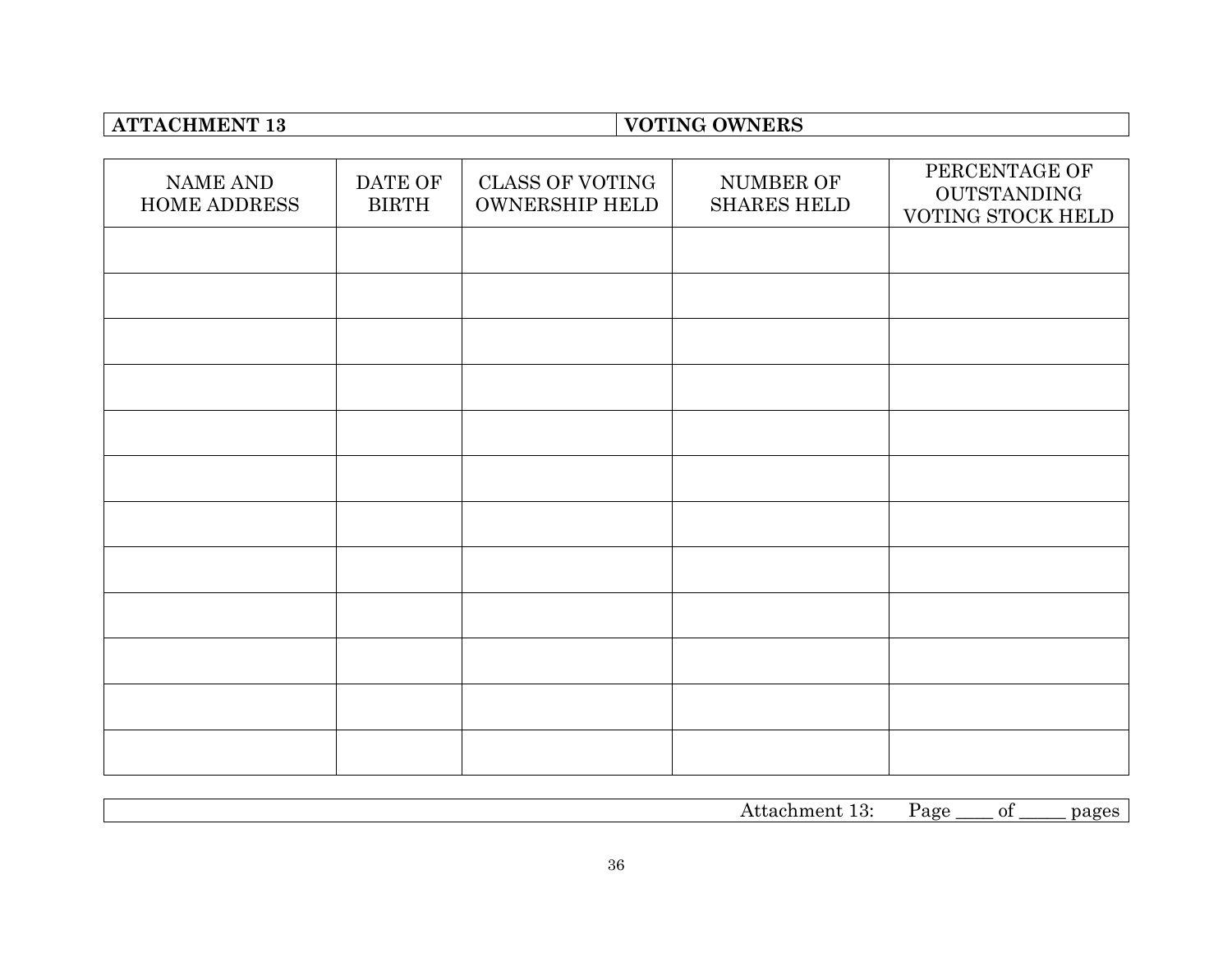| ATTACHMENT 13 | VOTING OWNERS |
|---|---|

| NAME AND HOME ADDRESS | DATE OF BIRTH | CLASS OF VOTING OWNERSHIP HELD | NUMBER OF SHARES HELD | PERCENTAGE OF OUTSTANDING VOTING STOCK HELD |
|---|---|---|---|---|
| | | | | |
| | | | | |
| | | | | |
| | | | | |
| | | | | |
| | | | | |
| | | | | |
| | | | | |
| | | | | |
| | | | | |
| | | | | |
| | | | | |

Attachment 13: Page ____ of _____ pages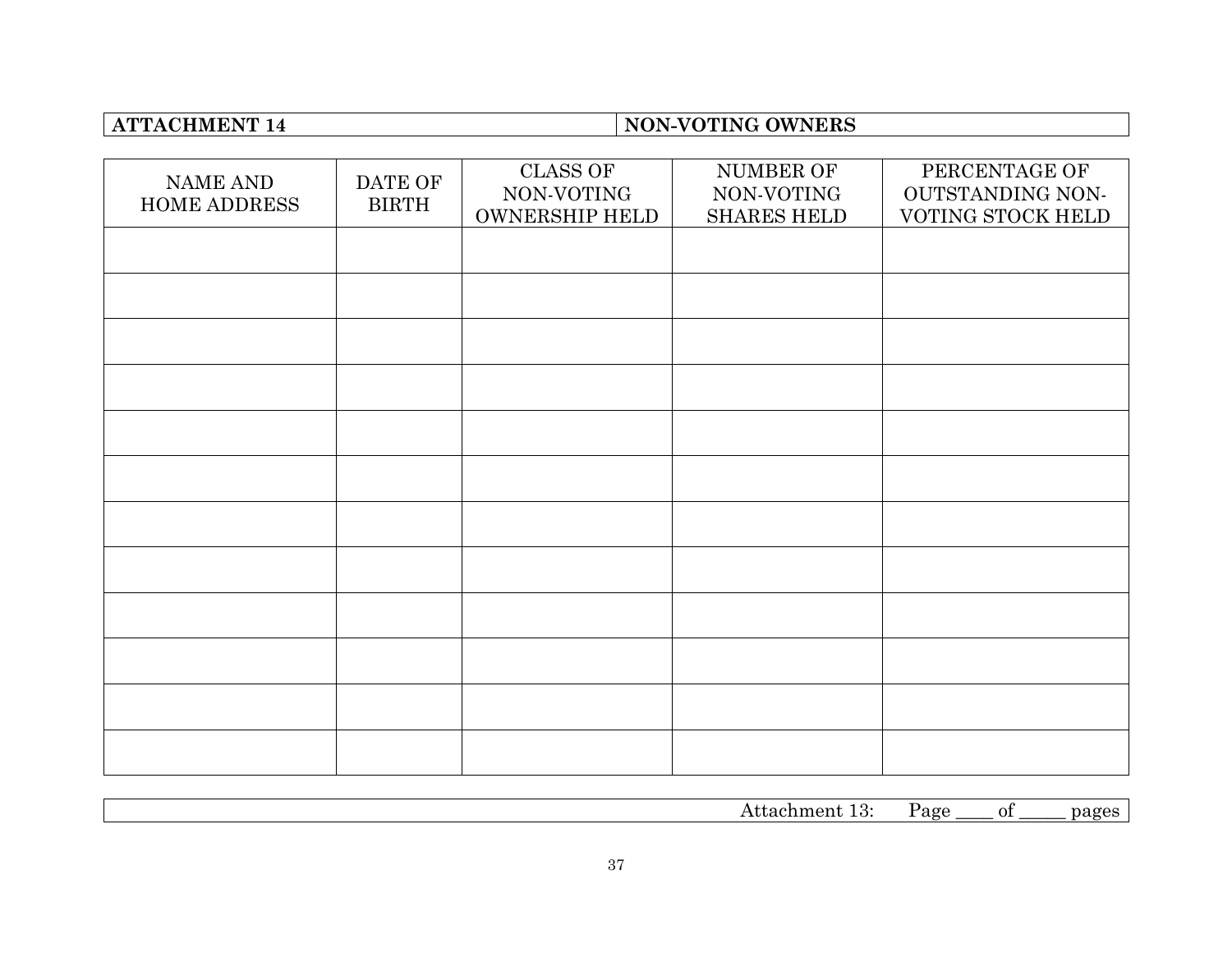| **ATTACHMENT 14** | **NON-VOTING OWNERS** |
|---|---|

| NAME AND HOME ADDRESS | DATE OF BIRTH | CLASS OF NON-VOTING OWNERSHIP HELD | NUMBER OF NON-VOTING SHARES HELD | PERCENTAGE OF OUTSTANDING NON-VOTING STOCK HELD |
|---|---|---|---|---|
| | | | | |
| | | | | |
| | | | | |
| | | | | |
| | | | | |
| | | | | |
| | | | | |
| | | | | |
| | | | | |
| | | | | |
| | | | | |
| | | | | |

Attachment 13: Page ____ of _____ pages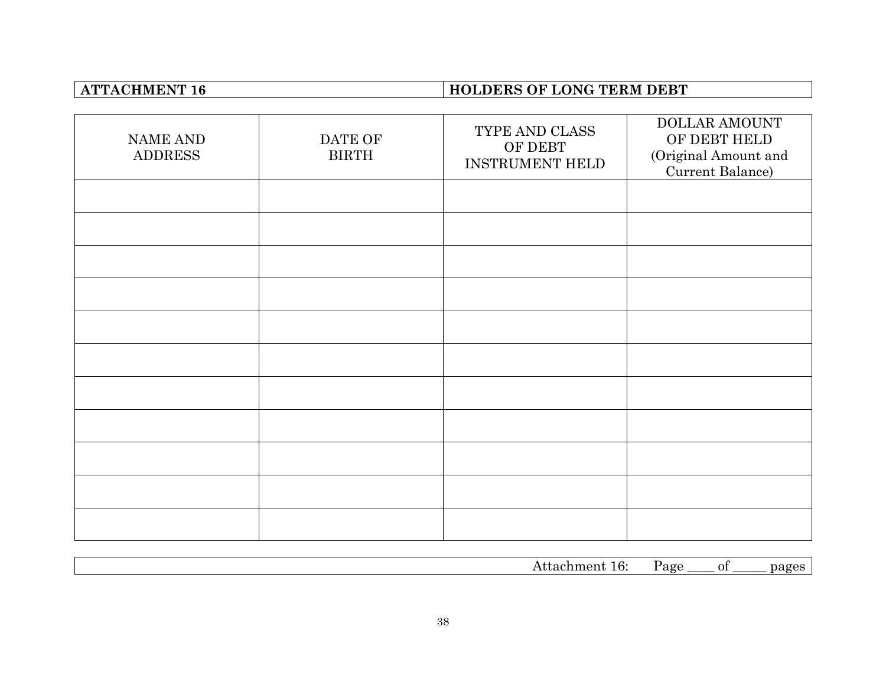| ATTACHMENT 16 | HOLDERS OF LONG TERM DEBT |
|---|---|

| NAME AND ADDRESS | DATE OF BIRTH | TYPE AND CLASS OF DEBT INSTRUMENT HELD | DOLLAR AMOUNT OF DEBT HELD (Original Amount and Current Balance) |
|---|---|---|---|
| | | | |
| | | | |
| | | | |
| | | | |
| | | | |
| | | | |
| | | | |
| | | | |
| | | | |
| | | | |
| | | | |

Attachment 16: Page ____ of _____ pages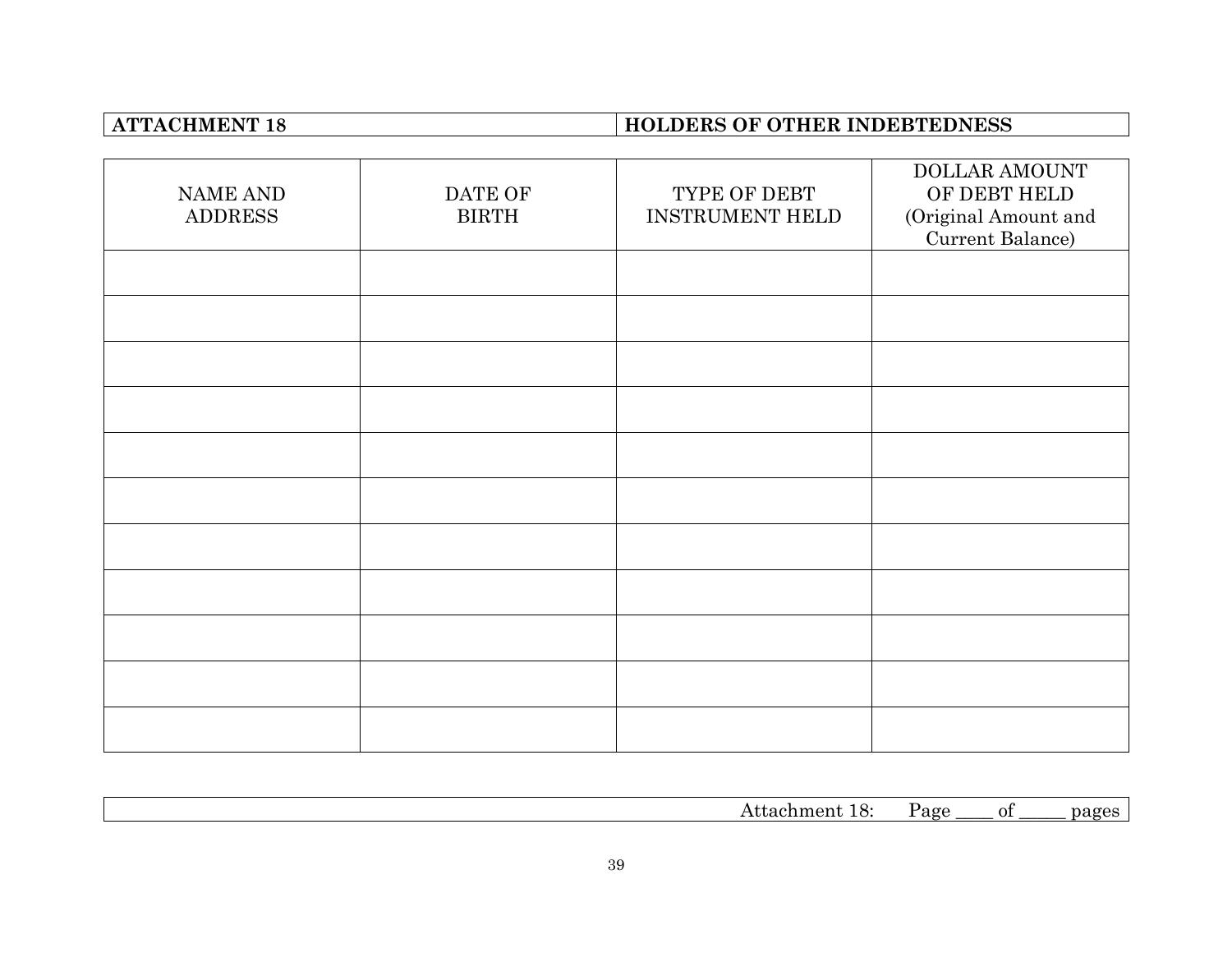| ATTACHMENT 18 | HOLDERS OF OTHER INDEBTEDNESS |
|---|---|

| NAME AND ADDRESS | DATE OF BIRTH | TYPE OF DEBT INSTRUMENT HELD | DOLLAR AMOUNT OF DEBT HELD (Original Amount and Current Balance) |
|---|---|---|---|
| | | | |
| | | | |
| | | | |
| | | | |
| | | | |
| | | | |
| | | | |
| | | | |
| | | | |
| | | | |
| | | | |

Attachment 18: Page ____ of _____ pages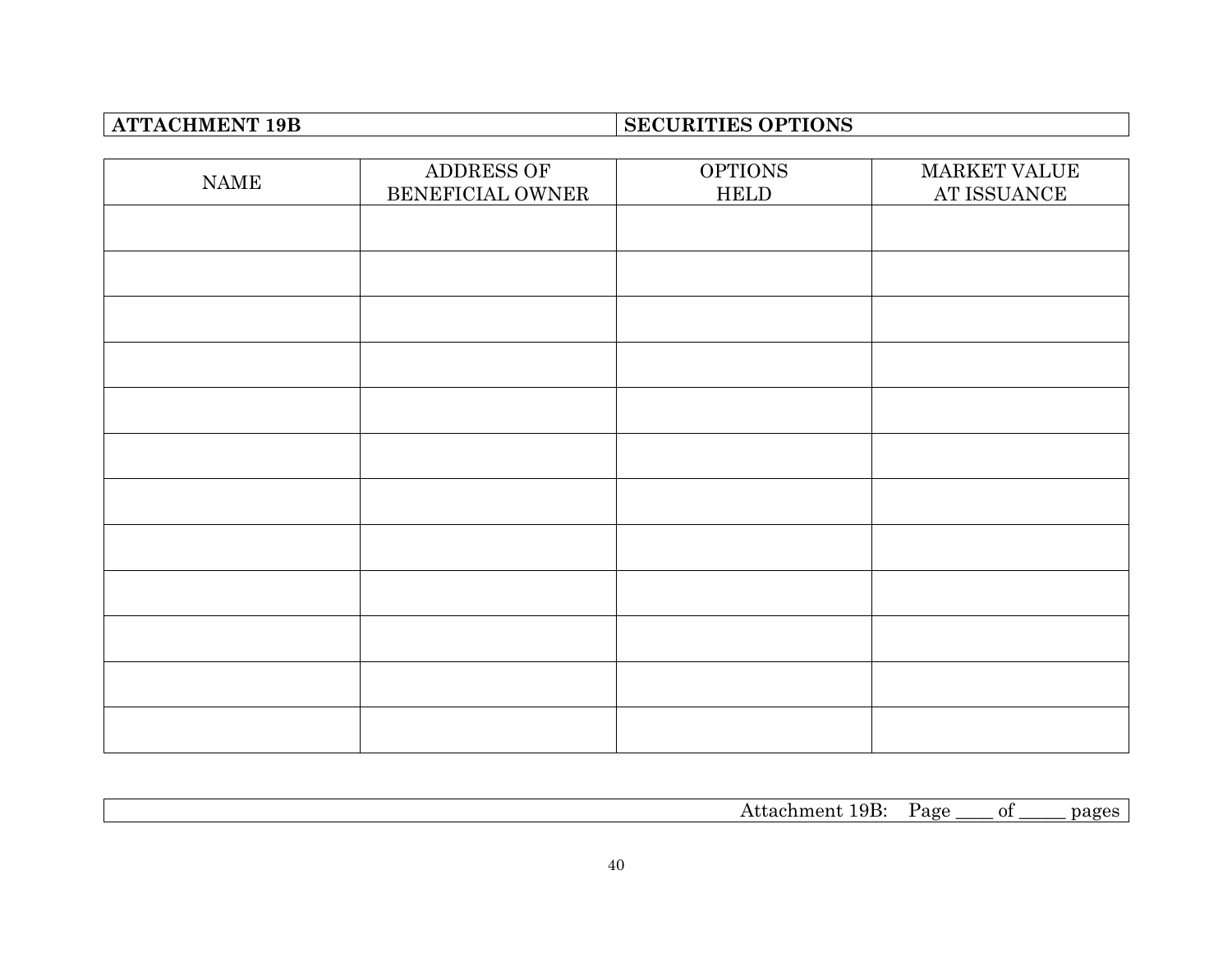| **ATTACHMENT 19B** | **SECURITIES OPTIONS** |
|---|---|

| NAME | ADDRESS OF BENEFICIAL OWNER | OPTIONS HELD | MARKET VALUE AT ISSUANCE |
|---|---|---|---|
| | | | |
| | | | |
| | | | |
| | | | |
| | | | |
| | | | |
| | | | |
| | | | |
| | | | |
| | | | |
| | | | |
| | | | |

Attachment 19B: Page ____ of _____ pages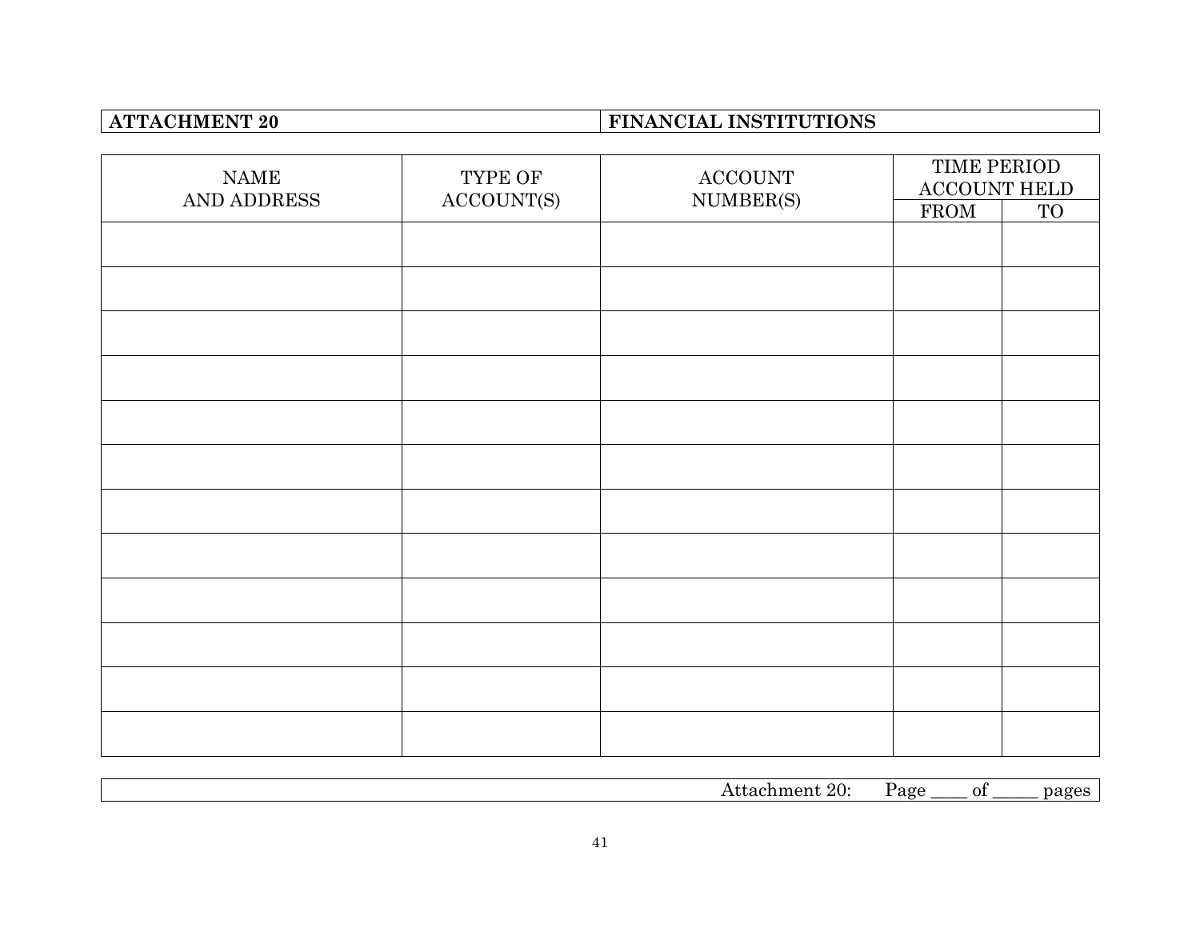| **ATTACHMENT 20** | **FINANCIAL INSTITUTIONS** |
|---|---|

| NAME AND ADDRESS | TYPE OF ACCOUNT(S) | ACCOUNT NUMBER(S) | TIME PERIOD ACCOUNT HELD | |
|---|---|---|---|---|
| | | | FROM | TO |
| | | | | |
| | | | | |
| | | | | |
| | | | | |
| | | | | |
| | | | | |
| | | | | |
| | | | | |
| | | | | |
| | | | | |
| | | | | |
| | | | | |

Attachment 20: Page ____ of _____ pages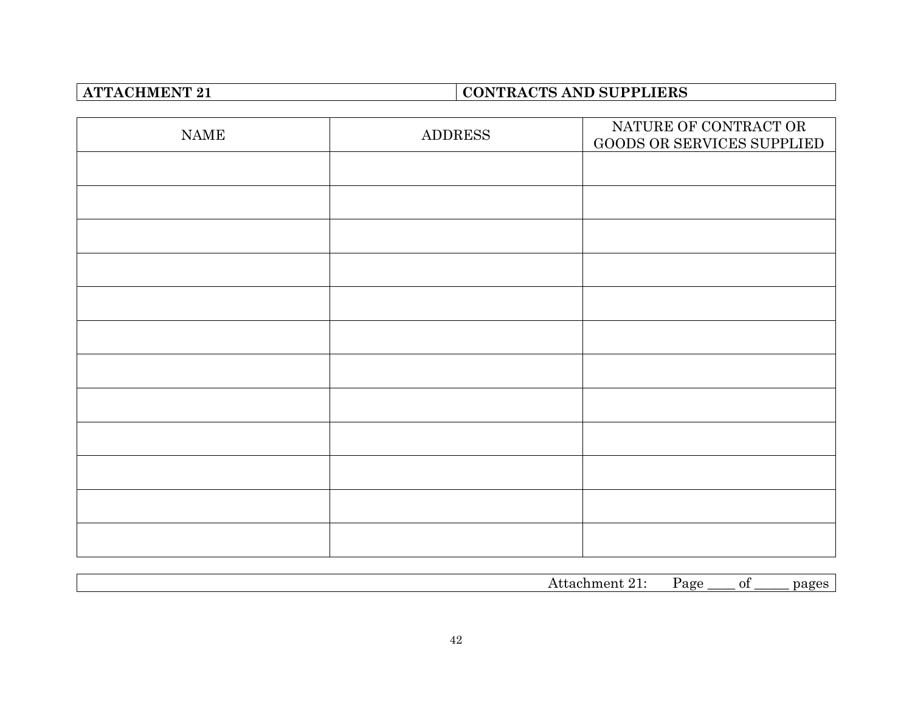| **ATTACHMENT 21** | **CONTRACTS AND SUPPLIERS** |
|---|---|

| NAME | ADDRESS | NATURE OF CONTRACT OR GOODS OR SERVICES SUPPLIED |
|---|---|---|
| | | |
| | | |
| | | |
| | | |
| | | |
| | | |
| | | |
| | | |
| | | |
| | | |
| | | |
| | | |

Attachment 21: Page ____ of _____ pages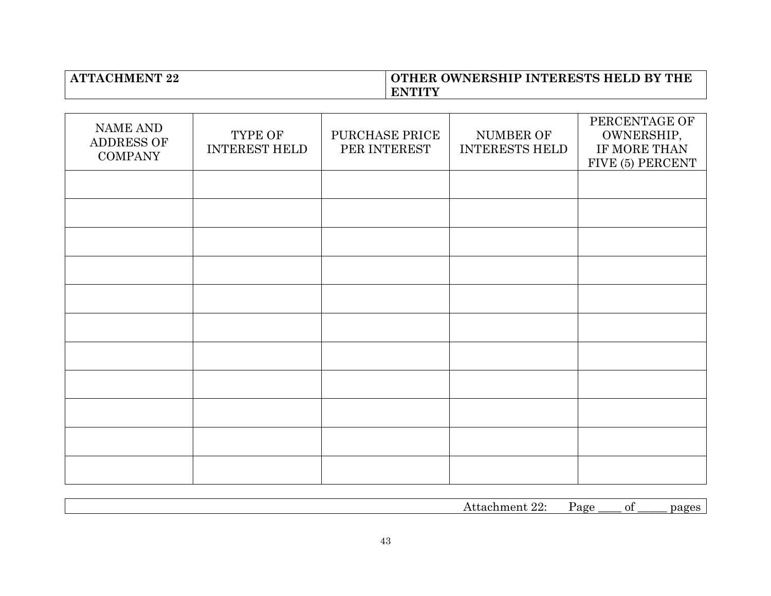| ATTACHMENT 22 | OTHER OWNERSHIP INTERESTS HELD BY THE ENTITY |
|---|---|

| NAME AND ADDRESS OF COMPANY | TYPE OF INTEREST HELD | PURCHASE PRICE PER INTEREST | NUMBER OF INTERESTS HELD | PERCENTAGE OF OWNERSHIP, IF MORE THAN FIVE (5) PERCENT |
|---|---|---|---|---|
| | | | | |
| | | | | |
| | | | | |
| | | | | |
| | | | | |
| | | | | |
| | | | | |
| | | | | |
| | | | | |
| | | | | |
| | | | | |

Attachment 22: Page ____ of _____ pages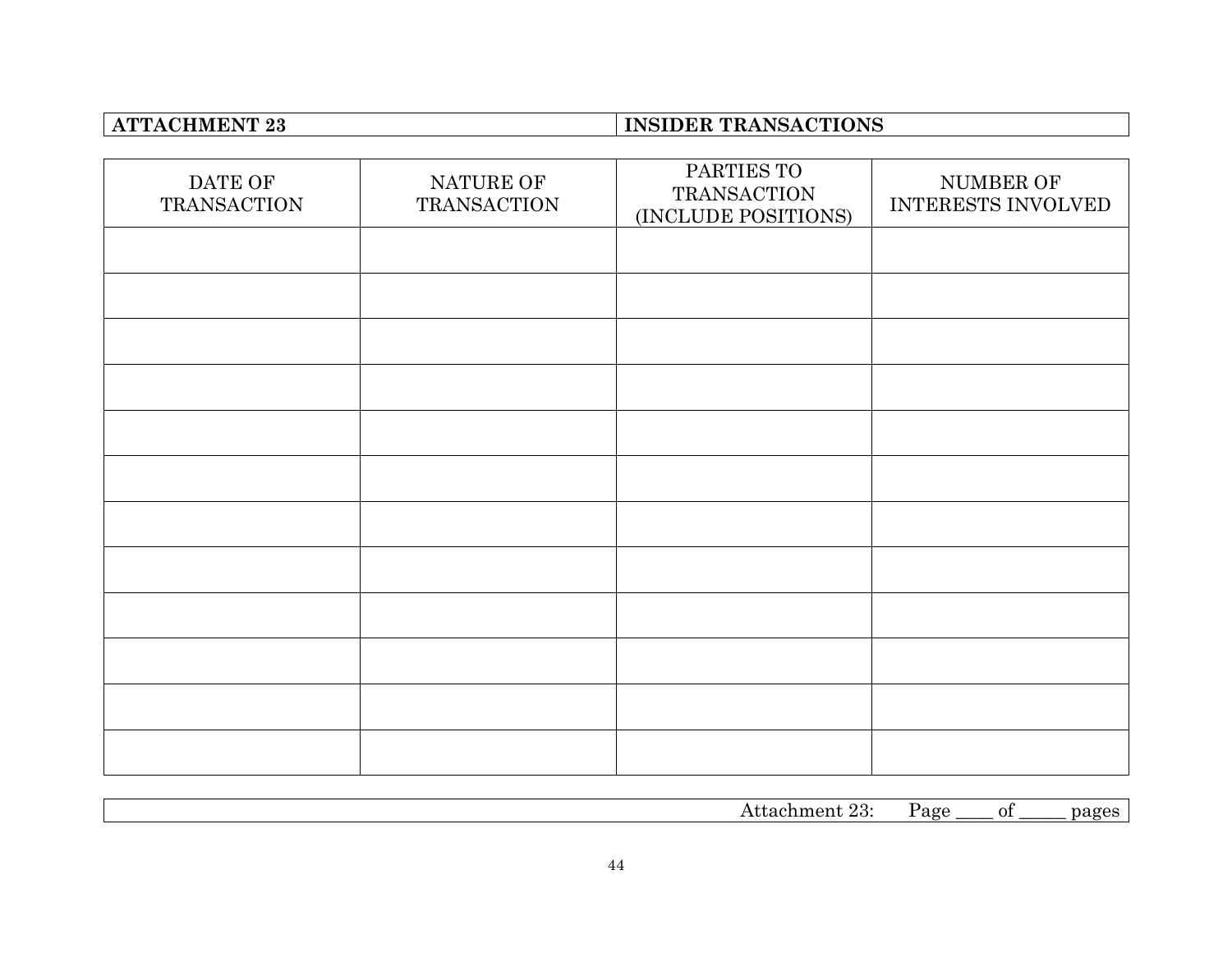**ATTACHMENT 23** | **INSIDER TRANSACTIONS**

| DATE OF TRANSACTION | NATURE OF TRANSACTION | PARTIES TO TRANSACTION (INCLUDE POSITIONS) | NUMBER OF INTERESTS INVOLVED |
|---|---|---|---|
| | | | |
| | | | |
| | | | |
| | | | |
| | | | |
| | | | |
| | | | |
| | | | |
| | | | |
| | | | |
| | | | |
| | | | |

Attachment 23: Page ____ of _____ pages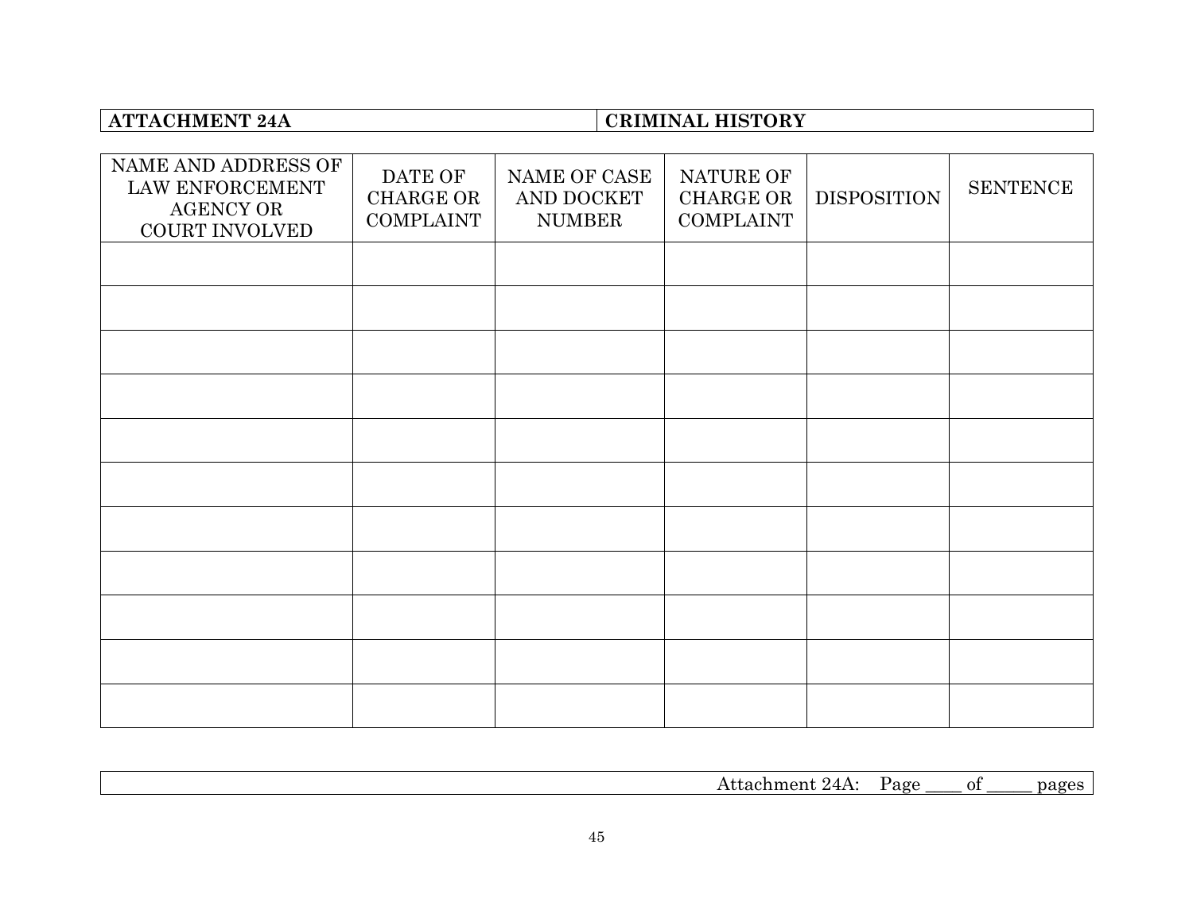| ATTACHMENT 24A | CRIMINAL HISTORY |
| --- | --- |

| NAME AND ADDRESS OF LAW ENFORCEMENT AGENCY OR COURT INVOLVED | DATE OF CHARGE OR COMPLAINT | NAME OF CASE AND DOCKET NUMBER | NATURE OF CHARGE OR COMPLAINT | DISPOSITION | SENTENCE |
| --- | --- | --- | --- | --- | --- |
| | | | | | |
| | | | | | |
| | | | | | |
| | | | | | |
| | | | | | |
| | | | | | |
| | | | | | |
| | | | | | |
| | | | | | |
| | | | | | |
| | | | | | |

Attachment 24A: Page ____ of _____ pages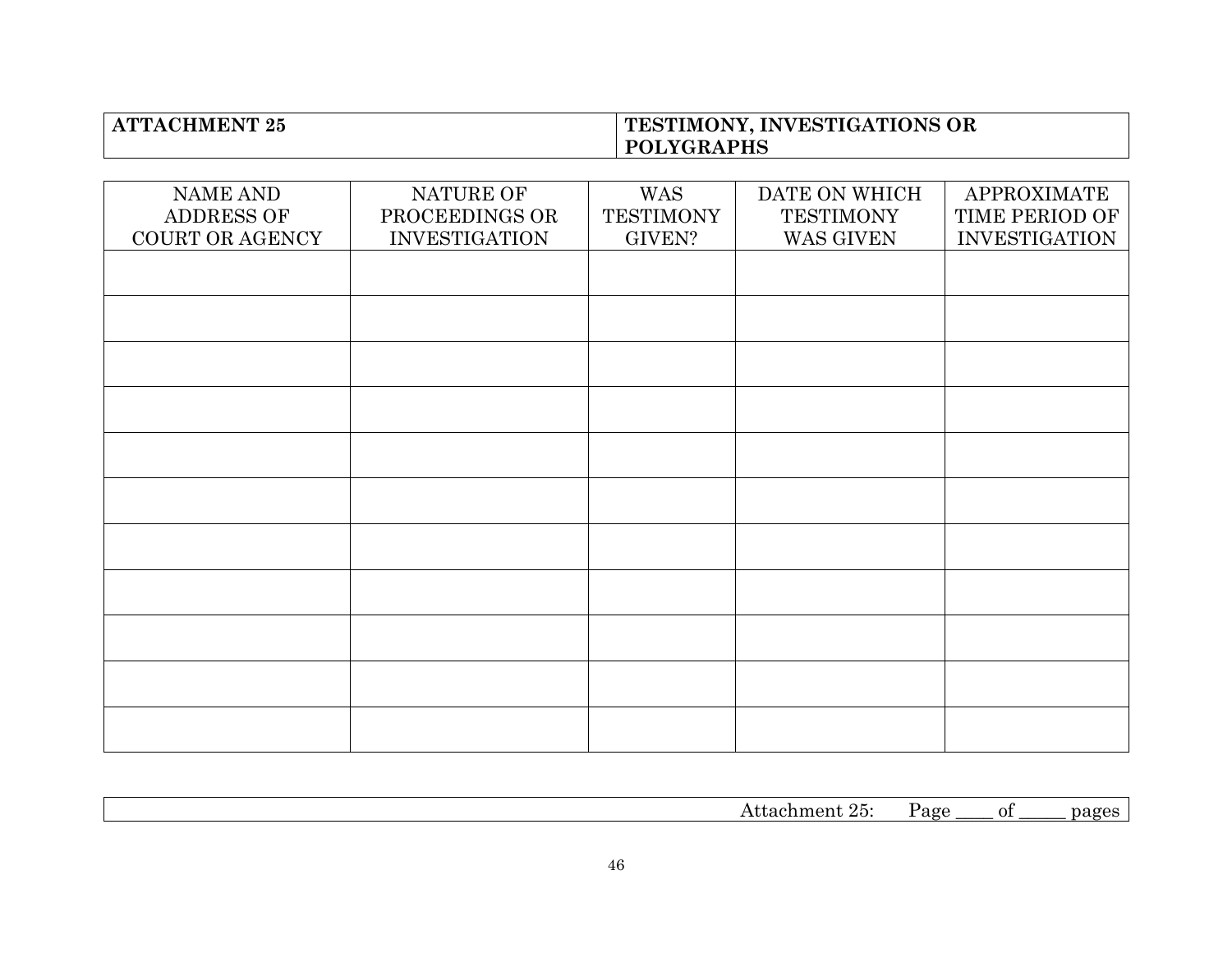| **ATTACHMENT 25** | **TESTIMONY, INVESTIGATIONS OR POLYGRAPHS** |
| --- | --- |

| NAME AND ADDRESS OF COURT OR AGENCY | NATURE OF PROCEEDINGS OR INVESTIGATION | WAS TESTIMONY GIVEN? | DATE ON WHICH TESTIMONY WAS GIVEN | APPROXIMATE TIME PERIOD OF INVESTIGATION |
| --- | --- | --- | --- | --- |
| | | | | |
| | | | | |
| | | | | |
| | | | | |
| | | | | |
| | | | | |
| | | | | |
| | | | | |
| | | | | |
| | | | | |
| | | | | |

Attachment 25: Page ____ of _____ pages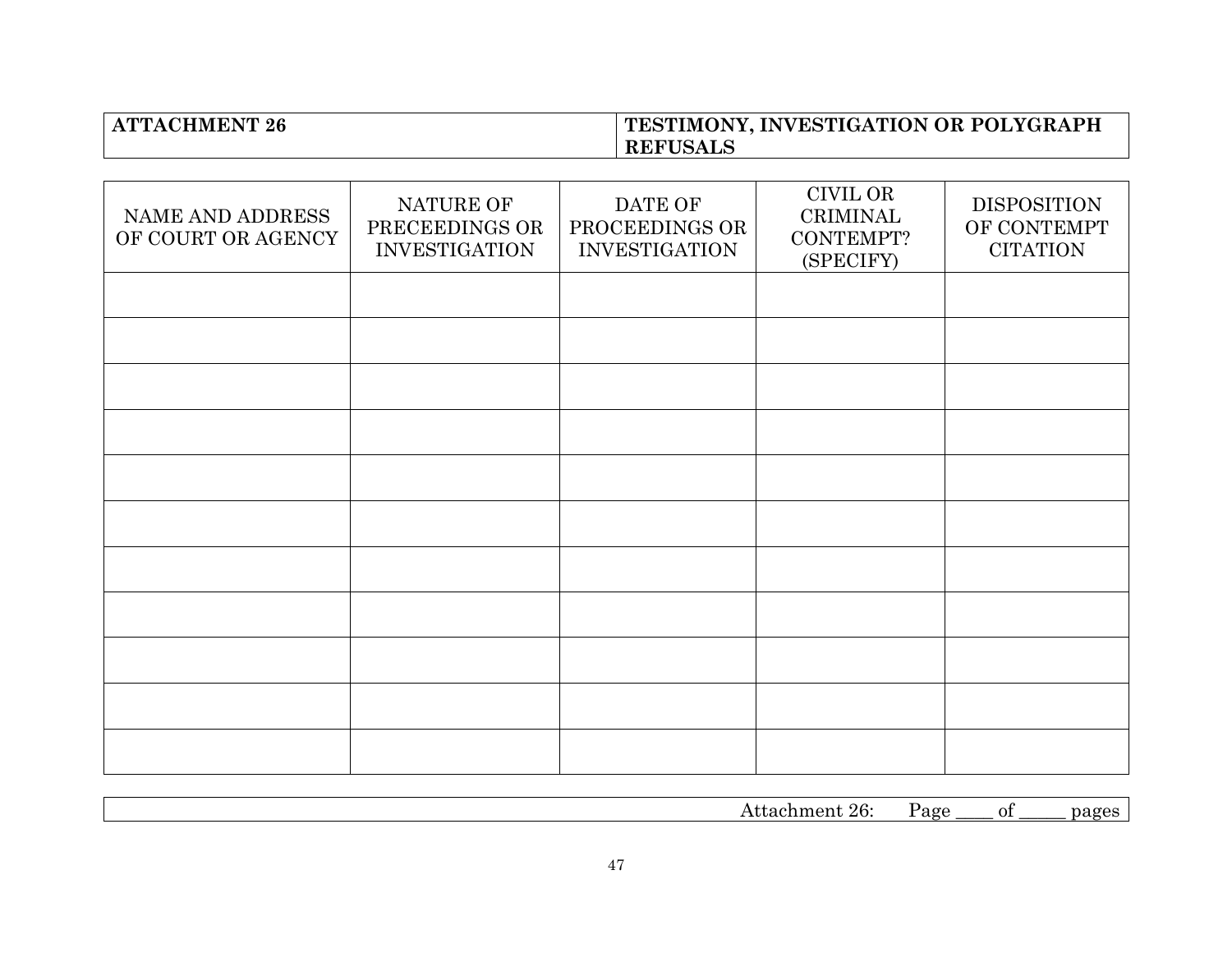| ATTACHMENT 26 | TESTIMONY, INVESTIGATION OR POLYGRAPH REFUSALS |
| --- | --- |

| NAME AND ADDRESS OF COURT OR AGENCY | NATURE OF PRECEEDINGS OR INVESTIGATION | DATE OF PROCEEDINGS OR INVESTIGATION | CIVIL OR CRIMINAL CONTEMPT? (SPECIFY) | DISPOSITION OF CONTEMPT CITATION |
| --- | --- | --- | --- | --- |
| | | | | |
| | | | | |
| | | | | |
| | | | | |
| | | | | |
| | | | | |
| | | | | |
| | | | | |
| | | | | |
| | | | | |
| | | | | |

Attachment 26: Page ____ of _____ pages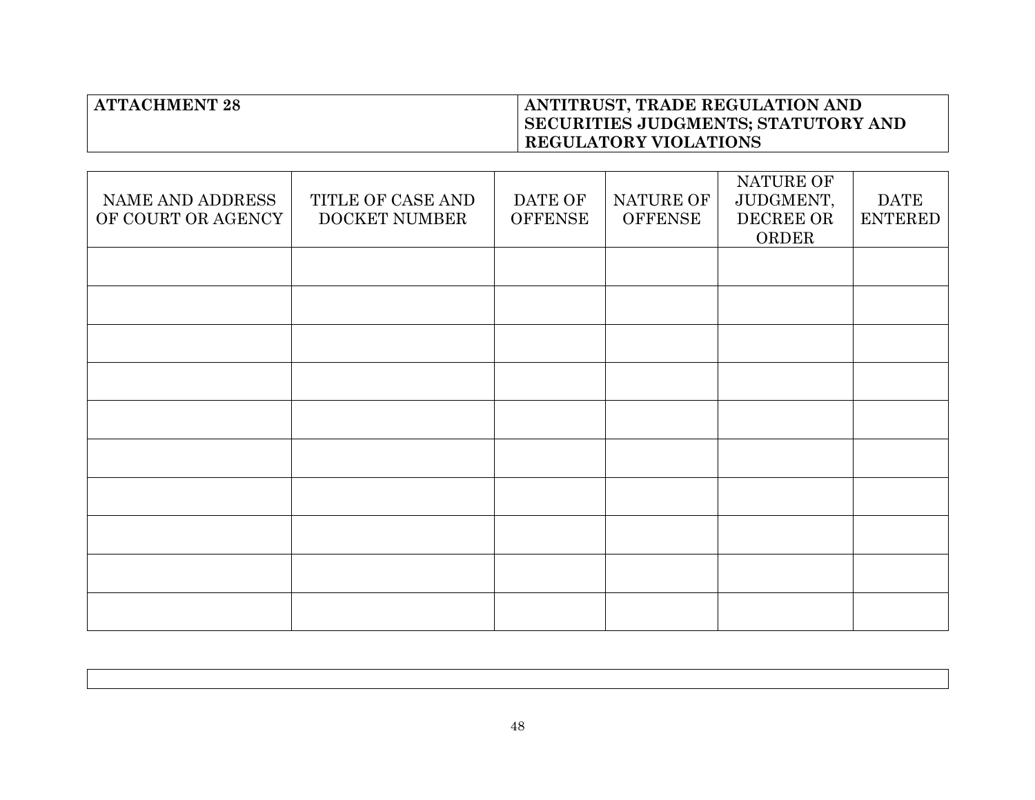| ATTACHMENT 28 | ANTITRUST, TRADE REGULATION AND SECURITIES JUDGMENTS; STATUTORY AND REGULATORY VIOLATIONS |
| --- | --- |

| NAME AND ADDRESS OF COURT OR AGENCY | TITLE OF CASE AND DOCKET NUMBER | DATE OF OFFENSE | NATURE OF OFFENSE | NATURE OF JUDGMENT, DECREE OR ORDER | DATE ENTERED |
| --- | --- | --- | --- | --- | --- |
| | | | | | |
| | | | | | |
| | | | | | |
| | | | | | |
| | | | | | |
| | | | | | |
| | | | | | |
| | | | | | |
| | | | | | |
| | | | | | |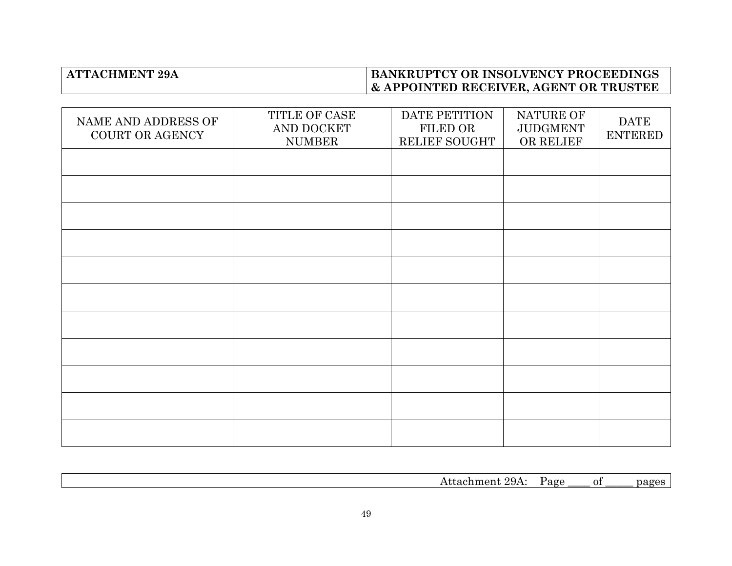| ATTACHMENT 29A | BANKRUPTCY OR INSOLVENCY PROCEEDINGS & APPOINTED RECEIVER, AGENT OR TRUSTEE |
|---|---|

| NAME AND ADDRESS OF COURT OR AGENCY | TITLE OF CASE AND DOCKET NUMBER | DATE PETITION FILED OR RELIEF SOUGHT | NATURE OF JUDGMENT OR RELIEF | DATE ENTERED |
|---|---|---|---|---|
| | | | | |
| | | | | |
| | | | | |
| | | | | |
| | | | | |
| | | | | |
| | | | | |
| | | | | |
| | | | | |
| | | | | |
| | | | | |

Attachment 29A: Page ____ of _____ pages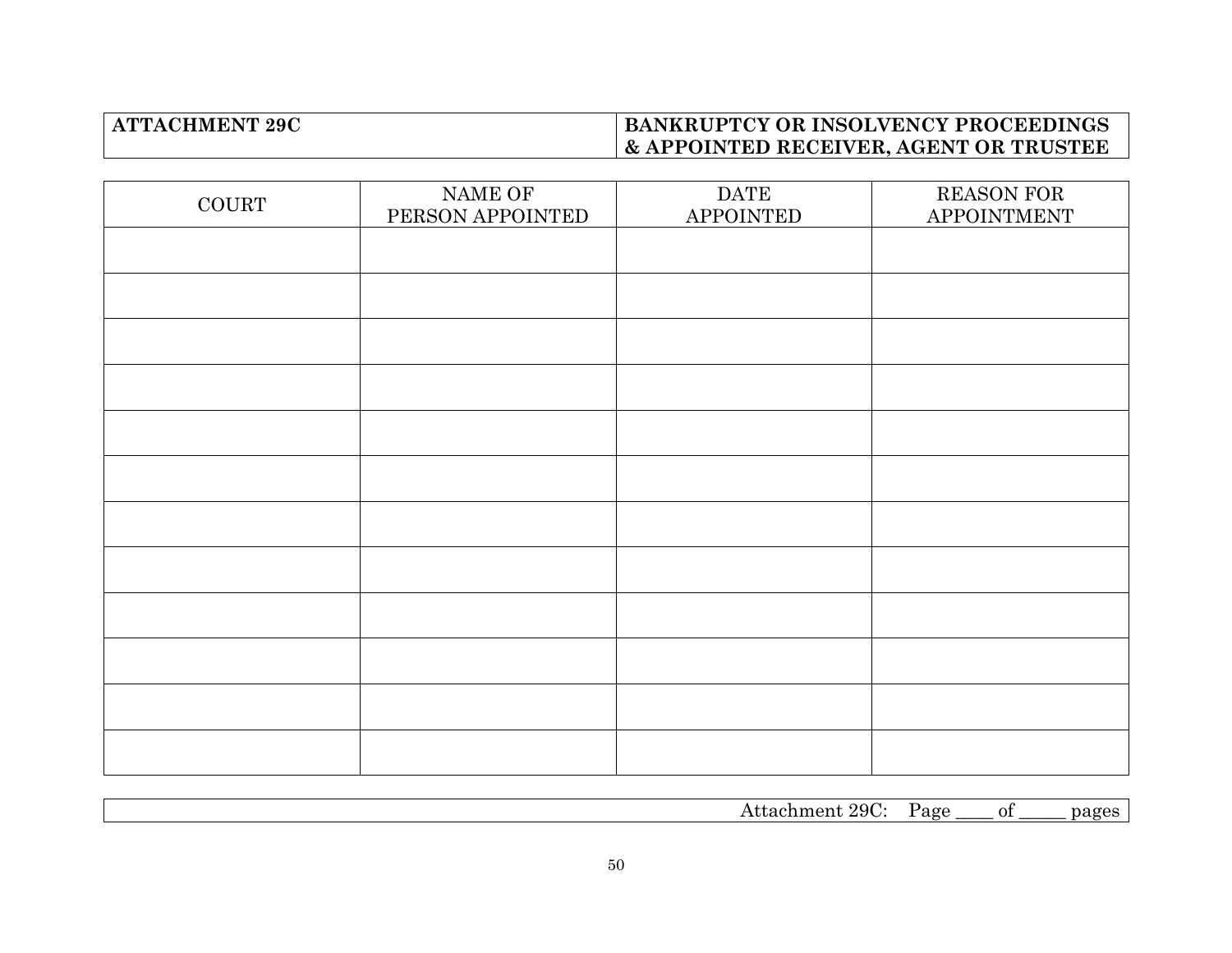| ATTACHMENT 29C | BANKRUPTCY OR INSOLVENCY PROCEEDINGS & APPOINTED RECEIVER, AGENT OR TRUSTEE |
|---|---|

| COURT | NAME OF PERSON APPOINTED | DATE APPOINTED | REASON FOR APPOINTMENT |
|---|---|---|---|
| | | | |
| | | | |
| | | | |
| | | | |
| | | | |
| | | | |
| | | | |
| | | | |
| | | | |
| | | | |
| | | | |
| | | | |

Attachment 29C: Page ____ of _____ pages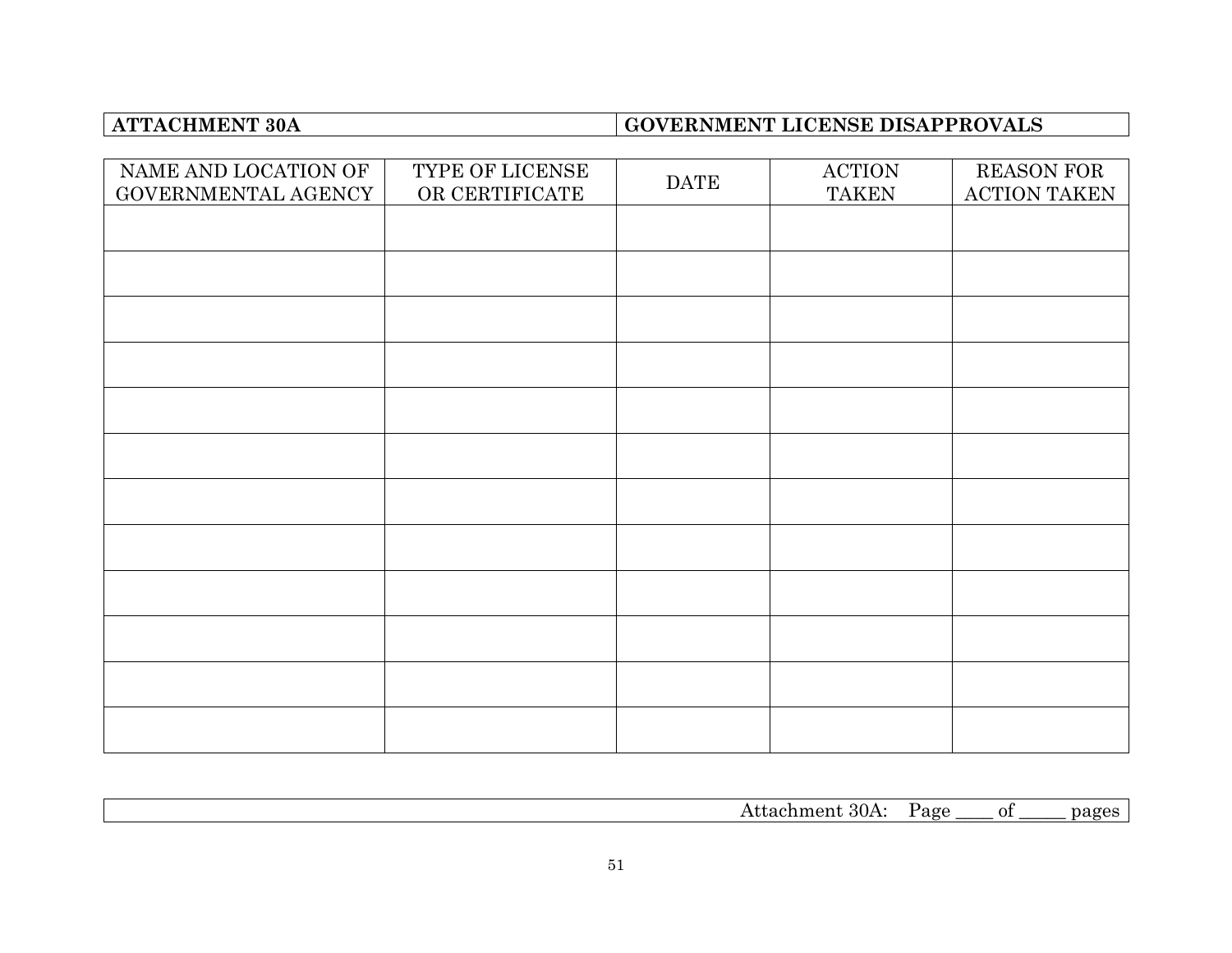| ATTACHMENT 30A | GOVERNMENT LICENSE DISAPPROVALS |
|---|---|

| NAME AND LOCATION OF GOVERNMENTAL AGENCY | TYPE OF LICENSE OR CERTIFICATE | DATE | ACTION TAKEN | REASON FOR ACTION TAKEN |
|---|---|---|---|---|
| | | | | |
| | | | | |
| | | | | |
| | | | | |
| | | | | |
| | | | | |
| | | | | |
| | | | | |
| | | | | |
| | | | | |
| | | | | |
| | | | | |

Attachment 30A: Page ____ of _____ pages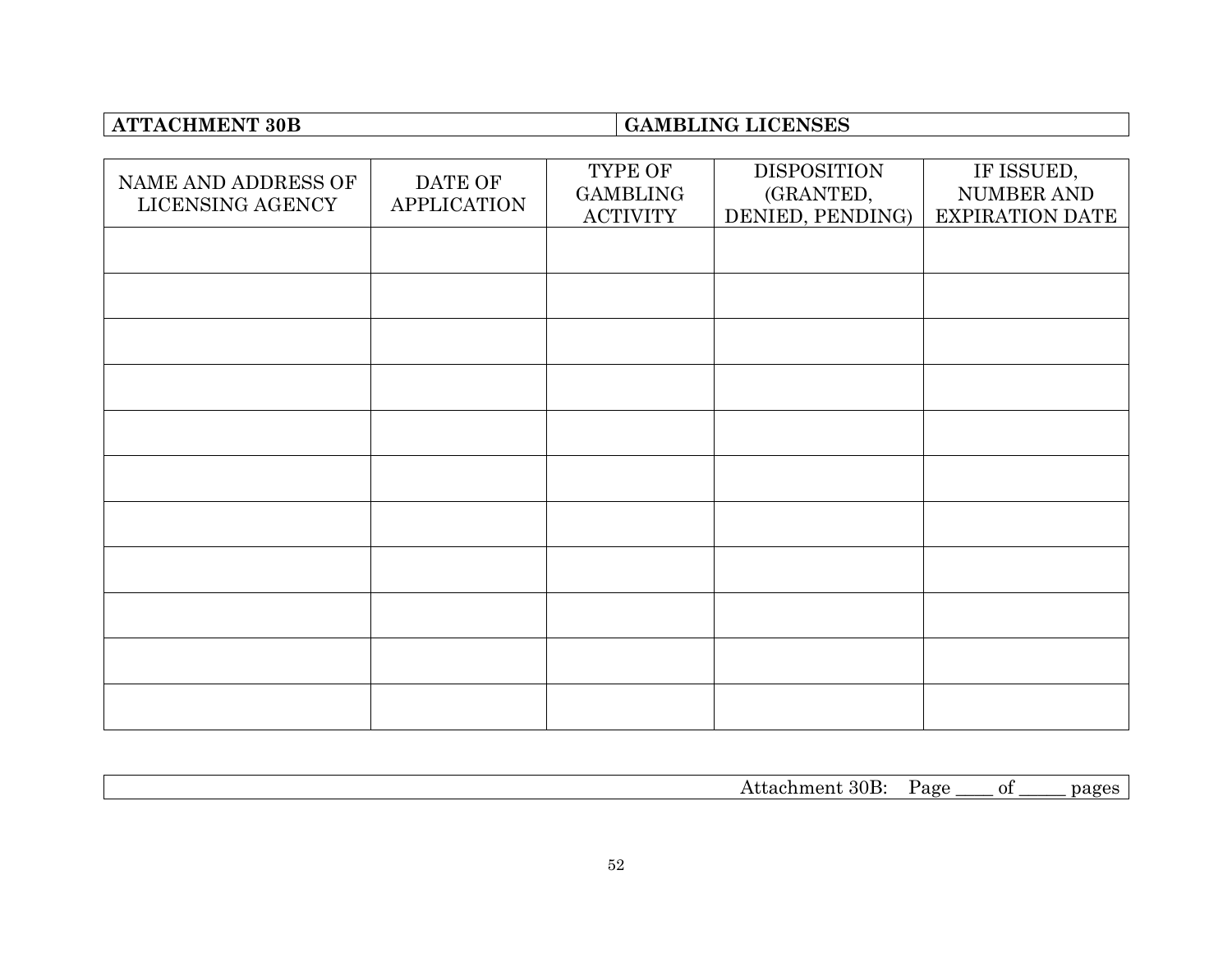| ATTACHMENT 30B | GAMBLING LICENSES |
|---|---|

| NAME AND ADDRESS OF LICENSING AGENCY | DATE OF APPLICATION | TYPE OF GAMBLING ACTIVITY | DISPOSITION (GRANTED, DENIED, PENDING) | IF ISSUED, NUMBER AND EXPIRATION DATE |
|---|---|---|---|---|
| | | | | |
| | | | | |
| | | | | |
| | | | | |
| | | | | |
| | | | | |
| | | | | |
| | | | | |
| | | | | |
| | | | | |
| | | | | |

Attachment 30B: Page ____ of _____ pages